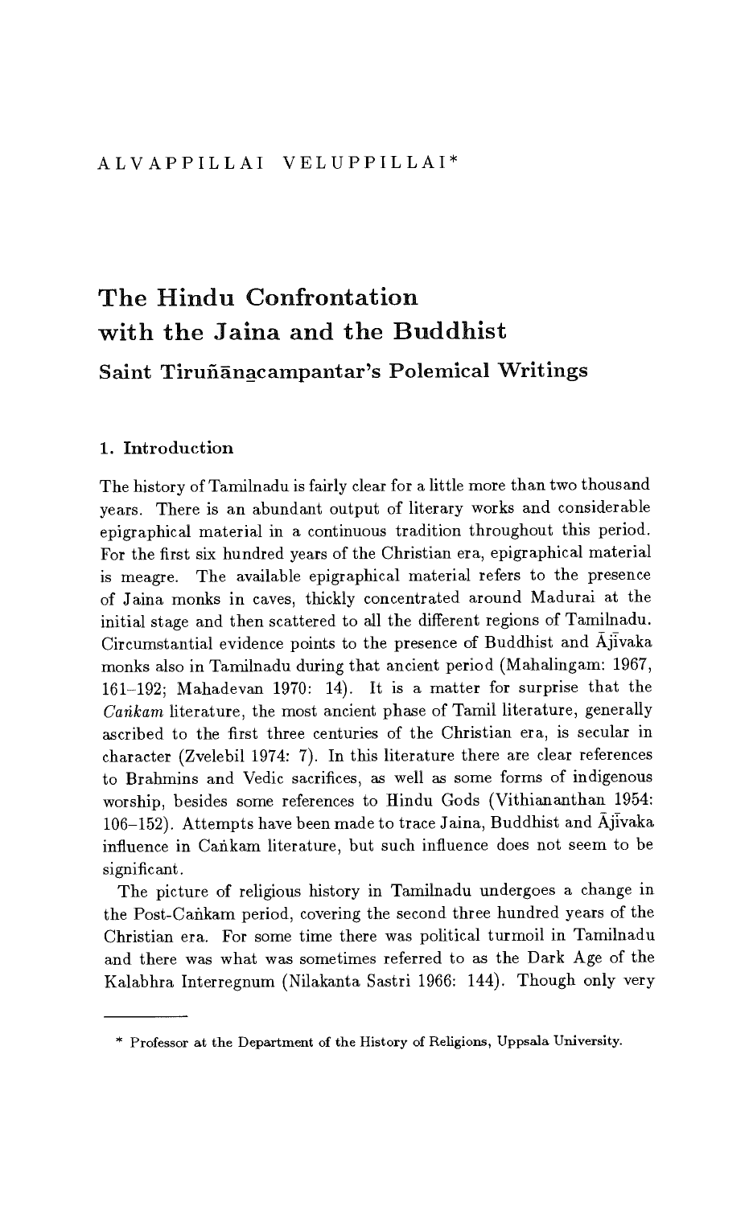ALVAPPILLAI VELUPPILLAI*

# The Hindu Confrontation with the Jaina and the Buddhist

## Saint Tiruñāṉacampantar's Polemical Writings

### 1. Introduction

The history of Tamilnadu is fairly clear for a little more than two thousand years. There is an abundant output of literary works and considerable epigraphical material in a continuous tradition throughout this period. For the first six hundred years of the Christian era, epigraphical material is meagre. The available epigraphical material refers to the presence of Jaina monks in caves, thickly concentrated around Madurai at the initial stage and then scattered to all the different regions of Tamilnadu. Circumstantial evidence points to the presence of Buddhist and Ājīvaka monks also in Tamilnadu during that ancient period (Mahalingam: 1967, 161–192; Mahadevan 1970: 14). It is a matter for surprise that the *Caṅkam* literature, the most ancient phase of Tamil literature, generally ascribed to the first three centuries of the Christian era, is secular in character (Zvelebil 1974: 7). In this literature there are clear references to Brahmins and Vedic sacrifices, as well as some forms of indigenous worship, besides some references to Hindu Gods (Vithiananthan 1954: 106–152). Attempts have been made to trace Jaina, Buddhist and Ājīvaka influence in Caṅkam literature, but such influence does not seem to be significant.

The picture of religious history in Tamilnadu undergoes a change in the Post-Caṅkam period, covering the second three hundred years of the Christian era. For some time there was political turmoil in Tamilnadu and there was what was sometimes referred to as the Dark Age of the Kalabhra Interregnum (Nilakanta Sastri 1966: 144). Though only very

---

\* Professor at the Department of the History of Religions, Uppsala University.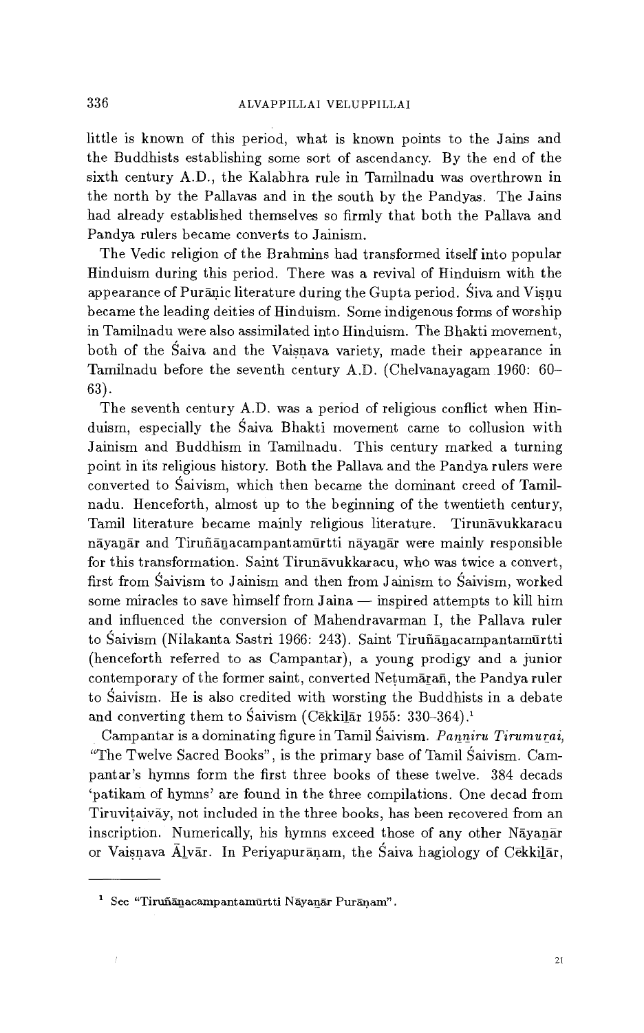little is known of this period, what is known points to the Jains and the Buddhists establishing some sort of ascendancy. By the end of the sixth century A.D., the Kalabhra rule in Tamilnadu was overthrown in the north by the Pallavas and in the south by the Pandyas. The Jains had already established themselves so firmly that both the Pallava and Pandya rulers became converts to Jainism.

The Vedic religion of the Brahmins had transformed itself into popular Hinduism during this period. There was a revival of Hinduism with the appearance of Purāṇic literature during the Gupta period. Śiva and Viṣṇu became the leading deities of Hinduism. Some indigenous forms of worship in Tamilnadu were also assimilated into Hinduism. The Bhakti movement, both of the Śaiva and the Vaiṣṇava variety, made their appearance in Tamilnadu before the seventh century A.D. (Chelvanayagam 1960: 60–63).

The seventh century A.D. was a period of religious conflict when Hinduism, especially the Śaiva Bhakti movement came to collusion with Jainism and Buddhism in Tamilnadu. This century marked a turning point in its religious history. Both the Pallava and the Pandya rulers were converted to Śaivism, which then became the dominant creed of Tamilnadu. Henceforth, almost up to the beginning of the twentieth century, Tamil literature became mainly religious literature. Tirunāvukkaracu nāyaṉār and Tiruñāṉacampantamūrtti nāyaṉār were mainly responsible for this transformation. Saint Tirunāvukkaracu, who was twice a convert, first from Śaivism to Jainism and then from Jainism to Śaivism, worked some miracles to save himself from Jaina — inspired attempts to kill him and influenced the conversion of Mahendravarman I, the Pallava ruler to Śaivism (Nilakanta Sastri 1966: 243). Saint Tiruñāṉacampantamūrtti (henceforth referred to as Campantar), a young prodigy and a junior contemporary of the former saint, converted Neṭumāṟaṉ, the Pandya ruler to Śaivism. He is also credited with worsting the Buddhists in a debate and converting them to Śaivism (Cēkkiḻār 1955: 330–364).[1]

Campantar is a dominating figure in Tamil Śaivism. *Paṉṉiru Tirumuṟai*, "The Twelve Sacred Books", is the primary base of Tamil Śaivism. Campantar's hymns form the first three books of these twelve. 384 decads 'patikam of hymns' are found in the three compilations. One decad from Tiruviṭaivāy, not included in the three books, has been recovered from an inscription. Numerically, his hymns exceed those of any other Nāyaṉār or Vaiṣṇava Āḻvār. In Periyapurāṇam, the Śaiva hagiology of Cēkkiḻār,

[1] See "Tiruñāṉacampantamūrtti Nāyaṉār Purāṇam".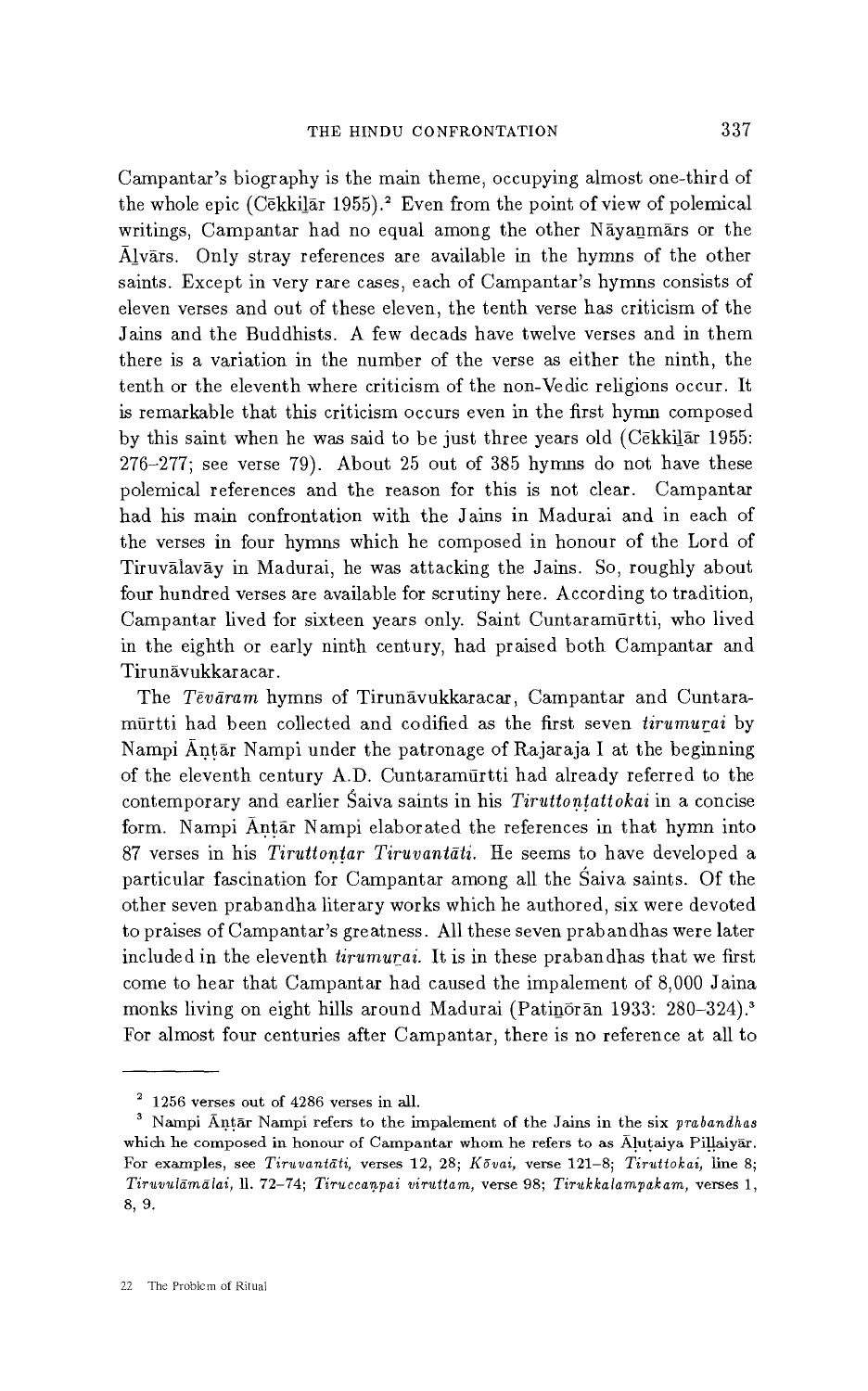Campantar's biography is the main theme, occupying almost one-third of the whole epic (Cēkkiḻār 1955).[2] Even from the point of view of polemical writings, Campantar had no equal among the other Nāyaṉmārs or the Āḻvārs. Only stray references are available in the hymns of the other saints. Except in very rare cases, each of Campantar's hymns consists of eleven verses and out of these eleven, the tenth verse has criticism of the Jains and the Buddhists. A few decads have twelve verses and in them there is a variation in the number of the verse as either the ninth, the tenth or the eleventh where criticism of the non-Vedic religions occur. It is remarkable that this criticism occurs even in the first hymn composed by this saint when he was said to be just three years old (Cēkkiḻār 1955: 276–277; see verse 79). About 25 out of 385 hymns do not have these polemical references and the reason for this is not clear. Campantar had his main confrontation with the Jains in Madurai and in each of the verses in four hymns which he composed in honour of the Lord of Tiruvālavāy in Madurai, he was attacking the Jains. So, roughly about four hundred verses are available for scrutiny here. According to tradition, Campantar lived for sixteen years only. Saint Cuntaramūrtti, who lived in the eighth or early ninth century, had praised both Campantar and Tirunāvukkaracar.

The *Tēvāram* hymns of Tirunāvukkaracar, Campantar and Cuntaramūrtti had been collected and codified as the first seven *tirumuṟai* by Nampi Āṇṭār Nampi under the patronage of Rajaraja I at the beginning of the eleventh century A.D. Cuntaramūrtti had already referred to the contemporary and earlier Śaiva saints in his *Tiruttoṇṭattokai* in a concise form. Nampi Āṇṭār Nampi elaborated the references in that hymn into 87 verses in his *Tiruttoṇṭar Tiruvantāti*. He seems to have developed a particular fascination for Campantar among all the Śaiva saints. Of the other seven prabandha literary works which he authored, six were devoted to praises of Campantar's greatness. All these seven prabandhas were later included in the eleventh *tirumuṟai*. It is in these prabandhas that we first come to hear that Campantar had caused the impalement of 8,000 Jaina monks living on eight hills around Madurai (Patiṉōrāṉ 1933: 280–324).[3] For almost four centuries after Campantar, there is no reference at all to

---

[2] 1256 verses out of 4286 verses in all.

[3] Nampi Āṇṭār Nampi refers to the impalement of the Jains in the six *prabandhas* which he composed in honour of Campantar whom he refers to as Āḷuṭaiya Piḷḷaiyār. For examples, see *Tiruvantāti*, verses 12, 28; *Kōvai*, verse 121–8; *Tiruttokai*, line 8; *Tiruvulāmālai*, ll. 72–74; *Tiruccaṇpai viruttam*, verse 98; *Tirukkalampakam*, verses 1, 8, 9.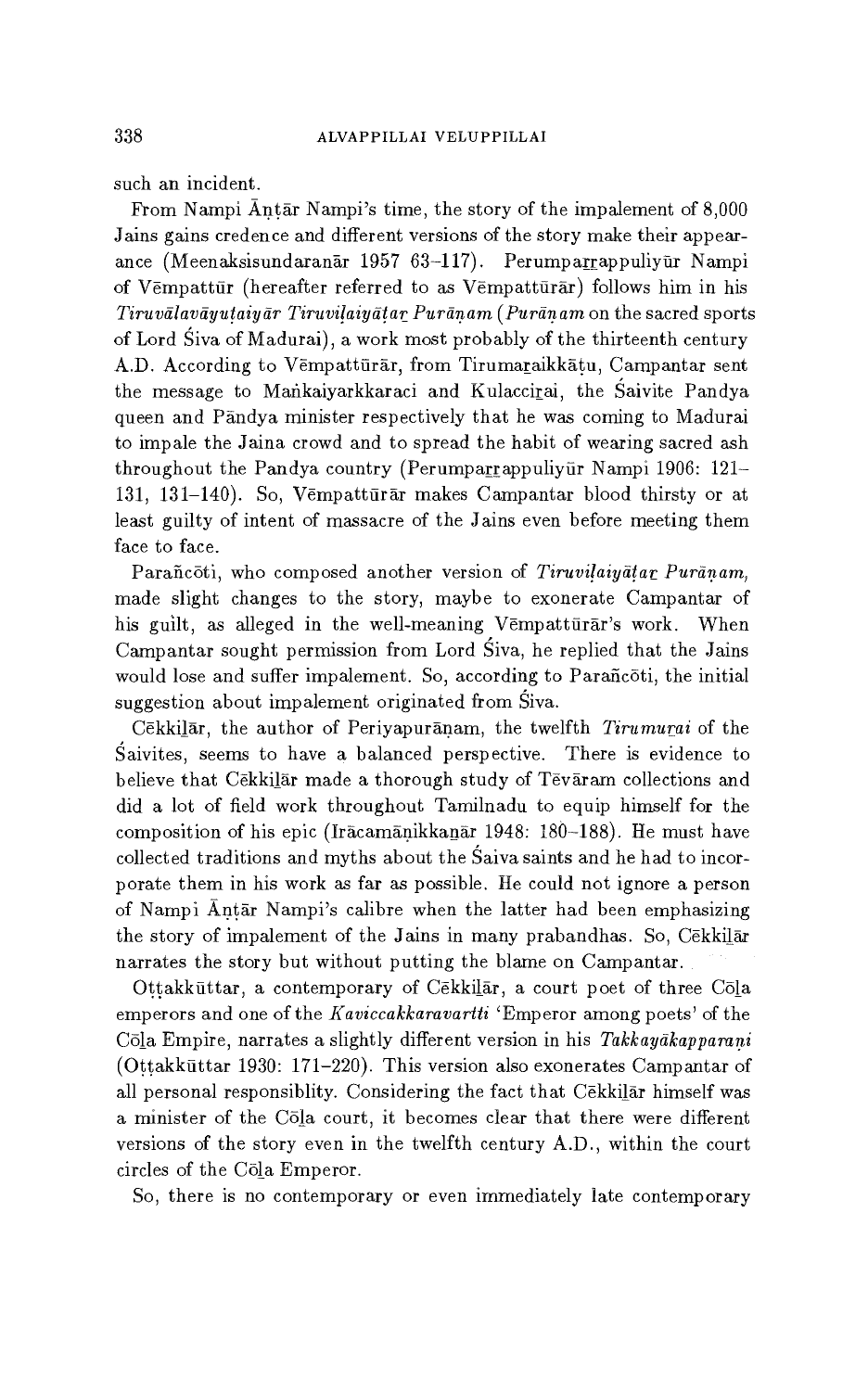such an incident.

From Nampi Āṇṭār Nampi's time, the story of the impalement of 8,000 Jains gains credence and different versions of the story make their appearance (Meenaksisundaranār 1957 63–117). Perumpaṟṟappuliyūr Nampi of Vēmpattūr (hereafter referred to as Vēmpattūrār) follows him in his *Tiruvālavāyuṭaiyār Tiruviḷaiyāṭaṟ Purāṇam* (*Purāṇam* on the sacred sports of Lord Śiva of Madurai), a work most probably of the thirteenth century A.D. According to Vēmpattūrār, from Tirumaṟaikkāṭu, Campantar sent the message to Maṅkaiyarkkaraci and Kulacciṟai, the Śaivite Pandya queen and Pāndya minister respectively that he was coming to Madurai to impale the Jaina crowd and to spread the habit of wearing sacred ash throughout the Pandya country (Perumpaṟṟappuliyūr Nampi 1906: 121–131, 131–140). So, Vēmpattūrār makes Campantar blood thirsty or at least guilty of intent of massacre of the Jains even before meeting them face to face.

Parañcōti, who composed another version of *Tiruviḷaiyāṭaṟ Purāṇam*, made slight changes to the story, maybe to exonerate Campantar of his guilt, as alleged in the well-meaning Vēmpattūrār's work. When Campantar sought permission from Lord Śiva, he replied that the Jains would lose and suffer impalement. So, according to Parañcōti, the initial suggestion about impalement originated from Śiva.

Cēkkiḻār, the author of Periyapurāṇam, the twelfth *Tirumuṟai* of the Śaivites, seems to have a balanced perspective. There is evidence to believe that Cēkkiḻār made a thorough study of Tēvāram collections and did a lot of field work throughout Tamilnadu to equip himself for the composition of his epic (Irācamāṇikkaṉār 1948: 180–188). He must have collected traditions and myths about the Śaiva saints and he had to incorporate them in his work as far as possible. He could not ignore a person of Nampi Āṇṭār Nampi's calibre when the latter had been emphasizing the story of impalement of the Jains in many prabandhas. So, Cēkkiḻār narrates the story but without putting the blame on Campantar.

Oṭṭakkūttar, a contemporary of Cēkkiḻār, a court poet of three Cōḻa emperors and one of the *Kaviccakkaravartti* 'Emperor among poets' of the Cōḻa Empire, narrates a slightly different version in his *Takkayākapparaṇi* (Oṭṭakkūttar 1930: 171–220). This version also exonerates Campantar of all personal responsiblity. Considering the fact that Cēkkiḻār himself was a minister of the Cōḻa court, it becomes clear that there were different versions of the story even in the twelfth century A.D., within the court circles of the Cōḻa Emperor.

So, there is no contemporary or even immediately late contemporary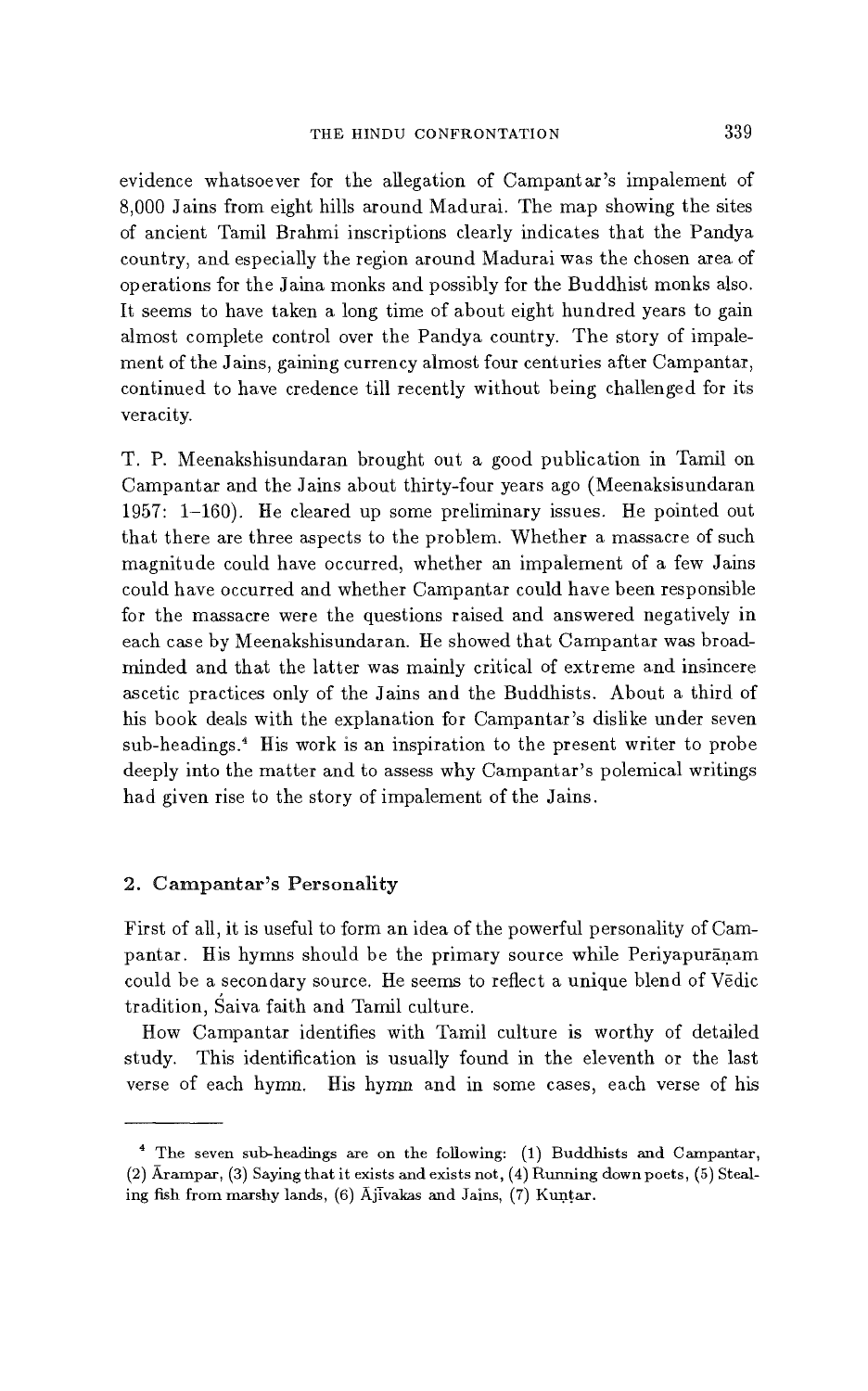evidence whatsoever for the allegation of Campantar's impalement of 8,000 Jains from eight hills around Madurai. The map showing the sites of ancient Tamil Brahmi inscriptions clearly indicates that the Pandya country, and especially the region around Madurai was the chosen area of operations for the Jaina monks and possibly for the Buddhist monks also. It seems to have taken a long time of about eight hundred years to gain almost complete control over the Pandya country. The story of impalement of the Jains, gaining currency almost four centuries after Campantar, continued to have credence till recently without being challenged for its veracity.

T. P. Meenakshisundaran brought out a good publication in Tamil on Campantar and the Jains about thirty-four years ago (Meenaksisundaran 1957: 1–160). He cleared up some preliminary issues. He pointed out that there are three aspects to the problem. Whether a massacre of such magnitude could have occurred, whether an impalement of a few Jains could have occurred and whether Campantar could have been responsible for the massacre were the questions raised and answered negatively in each case by Meenakshisundaran. He showed that Campantar was broad-minded and that the latter was mainly critical of extreme and insincere ascetic practices only of the Jains and the Buddhists. About a third of his book deals with the explanation for Campantar's dislike under seven sub-headings.[4] His work is an inspiration to the present writer to probe deeply into the matter and to assess why Campantar's polemical writings had given rise to the story of impalement of the Jains.

## 2. Campantar's Personality

First of all, it is useful to form an idea of the powerful personality of Campantar. His hymns should be the primary source while Periyapurāṇam could be a secondary source. He seems to reflect a unique blend of Vēdic tradition, Śaiva faith and Tamil culture.

How Campantar identifies with Tamil culture is worthy of detailed study. This identification is usually found in the eleventh or the last verse of each hymn. His hymn and in some cases, each verse of his

---

[4] The seven sub-headings are on the following: (1) Buddhists and Campantar, (2) Ārampar, (3) Saying that it exists and exists not, (4) Running down poets, (5) Stealing fish from marshy lands, (6) Ājīvakas and Jains, (7) Kuṇṭar.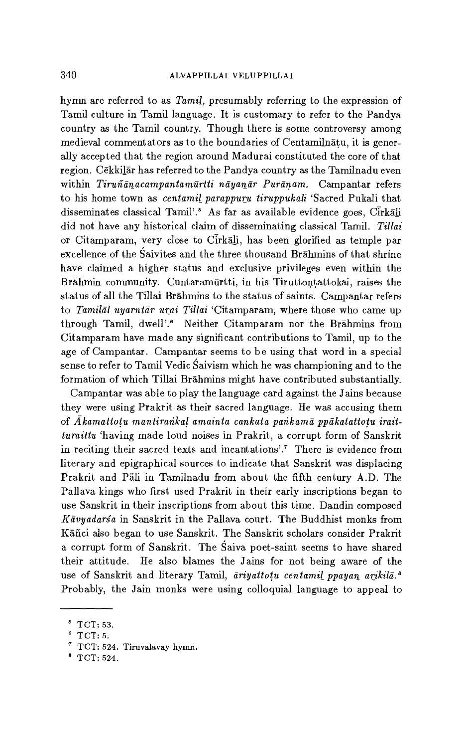hymn are referred to as *Tamiḻ*, presumably referring to the expression of Tamil culture in Tamil language. It is customary to refer to the Pandya country as the Tamil country. Though there is some controversy among medieval commentators as to the boundaries of Centamiḻnāṭu, it is generally accepted that the region around Madurai constituted the core of that region. Cēkkiḻār has referred to the Pandya country as the Tamilnadu even within *Tiruñāṉacampantamūrtti nāyaṉār Purāṇam.* Campantar refers to his home town as *centamiḻ parappuṟu tiruppukali* 'Sacred Pukali that disseminates classical Tamil'.[5] As far as available evidence goes, Cīrkāḻi did not have any historical claim of disseminating classical Tamil. *Tillai* or Citamparam, very close to Cīrkāḻi, has been glorified as temple par excellence of the Śaivites and the three thousand Brāhmins of that shrine have claimed a higher status and exclusive privileges even within the Brāhmin community. Cuntaramūrtti, in his Tiruttoṇṭattokai, raises the status of all the Tillai Brāhmins to the status of saints. Campantar refers to *Tamiḻāl uyarntār uṟai Tillai* 'Citamparam, where those who came up through Tamil, dwell'.[6] Neither Citamparam nor the Brāhmins from Citamparam have made any significant contributions to Tamil, up to the age of Campantar. Campantar seems to be using that word in a special sense to refer to Tamil Vedic Śaivism which he was championing and to the formation of which Tillai Brāhmins might have contributed substantially.

Campantar was able to play the language card against the Jains because they were using Prakrit as their sacred language. He was accusing them of *Ākamattoṭu mantiraṅkaḷ amainta cankata paṅkamā ppākatattoṭu iraitturaittu* 'having made loud noises in Prakrit, a corrupt form of Sanskrit in reciting their sacred texts and incantations'.[7] There is evidence from literary and epigraphical sources to indicate that Sanskrit was displacing Prakrit and Pāli in Tamilnadu from about the fifth century A.D. The Pallava kings who first used Prakrit in their early inscriptions began to use Sanskrit in their inscriptions from about this time. Dandin composed *Kāvyadarśa* in Sanskrit in the Pallava court. The Buddhist monks from Kāñci also began to use Sanskrit. The Sanskrit scholars consider Prakrit a corrupt form of Sanskrit. The Śaiva poet-saint seems to have shared their attitude. He also blames the Jains for not being aware of the use of Sanskrit and literary Tamil, *āriyattoṭu centamiḻ ppayaṉ aṟikilā.*[8] Probably, the Jain monks were using colloquial language to appeal to

---

[5] TCT: 53.

[6] TCT: 5.

[7] TCT: 524. Tiruvalavay hymn.

[8] TCT: 524.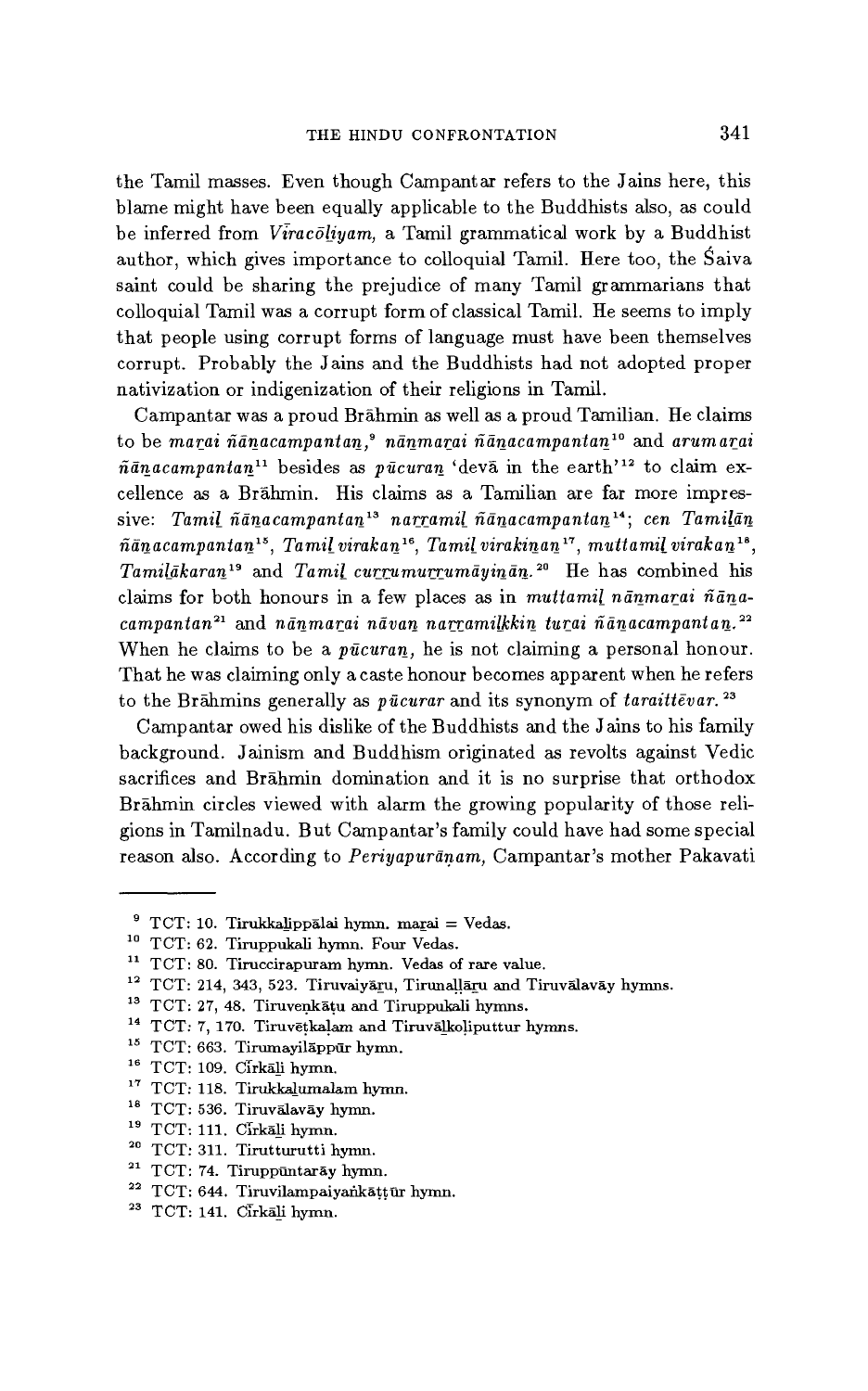the Tamil masses. Even though Campantar refers to the Jains here, this blame might have been equally applicable to the Buddhists also, as could be inferred from *Vīracōḻiyam*, a Tamil grammatical work by a Buddhist author, which gives importance to colloquial Tamil. Here too, the Śaiva saint could be sharing the prejudice of many Tamil grammarians that colloquial Tamil was a corrupt form of classical Tamil. He seems to imply that people using corrupt forms of language must have been themselves corrupt. Probably the Jains and the Buddhists had not adopted proper nativization or indigenization of their religions in Tamil.

Campantar was a proud Brāhmin as well as a proud Tamilian. He claims to be *maṟai ñāṉacampantaṉ*,[9] *nāṉmaṟai ñāṉacampantaṉ*[10] and *arumaṟai ñāṉacampantaṉ*[11] besides as *pūcuraṉ* 'devā in the earth'[12] to claim excellence as a Brāhmin. His claims as a Tamilian are far more impressive: *Tamiḻ ñāṉacampantaṉ*[13] *naṟṟamiḻ ñāṉacampantaṉ*[14]; *cen Tamiḻāṉ ñāṉacampantaṉ*[15], *Tamiḻ virakaṉ*[16], *Tamiḻ virakiṉaṉ*[17], *muttamiḻ virakaṉ*[18], *Tamiḻākaraṉ*[19] and *Tamiḻ cuṟṟumuṟṟumāyiṉāṉ*.[20] He has combined his claims for both honours in a few places as in *muttamiḻ nāṉmaṟai ñāṉacampantaṉ*[21] and *nāṉmaṟai nāvaṉ naṟṟamiḻkkiṉ tuṟai ñāṉacampantaṉ*.[22] When he claims to be a *pūcuraṉ*, he is not claiming a personal honour. That he was claiming only a caste honour becomes apparent when he refers to the Brāhmins generally as *pūcurar* and its synonym of *taraittēvar*.[23]

Campantar owed his dislike of the Buddhists and the Jains to his family background. Jainism and Buddhism originated as revolts against Vedic sacrifices and Brāhmin domination and it is no surprise that orthodox Brāhmin circles viewed with alarm the growing popularity of those religions in Tamilnadu. But Campantar's family could have had some special reason also. According to *Periyapurāṇam*, Campantar's mother Pakavati

---

[9] TCT: 10. Tirukkaḻippālai hymn. maṟai = Vedas.

[10] TCT: 62. Tiruppukali hymn. Four Vedas.

[11] TCT: 80. Tiruccirapuram hymn. Vedas of rare value.

[12] TCT: 214, 343, 523. Tiruvaiyāṟu, Tirunaḷḷāṟu and Tiruvālavāy hymns.

[13] TCT: 27, 48. Tiruveṇkāṭu and Tiruppukali hymns.

[14] TCT: 7, 170. Tiruvēṭkaḷam and Tiruvāḻkoliputtur hymns.

[15] TCT: 663. Tirumayilāppūr hymn.

[16] TCT: 109. Cīrkāḻi hymn.

[17] TCT: 118. Tirukkaḻumalam hymn.

[18] TCT: 536. Tiruvālavāy hymn.

[19] TCT: 111. Cīrkāḻi hymn.

[20] TCT: 311. Tirutturutti hymn.

[21] TCT: 74. Tiruppūntarāy hymn.

[22] TCT: 644. Tiruvilampaiyaṅkāṭṭūr hymn.

[23] TCT: 141. Cīrkāḻi hymn.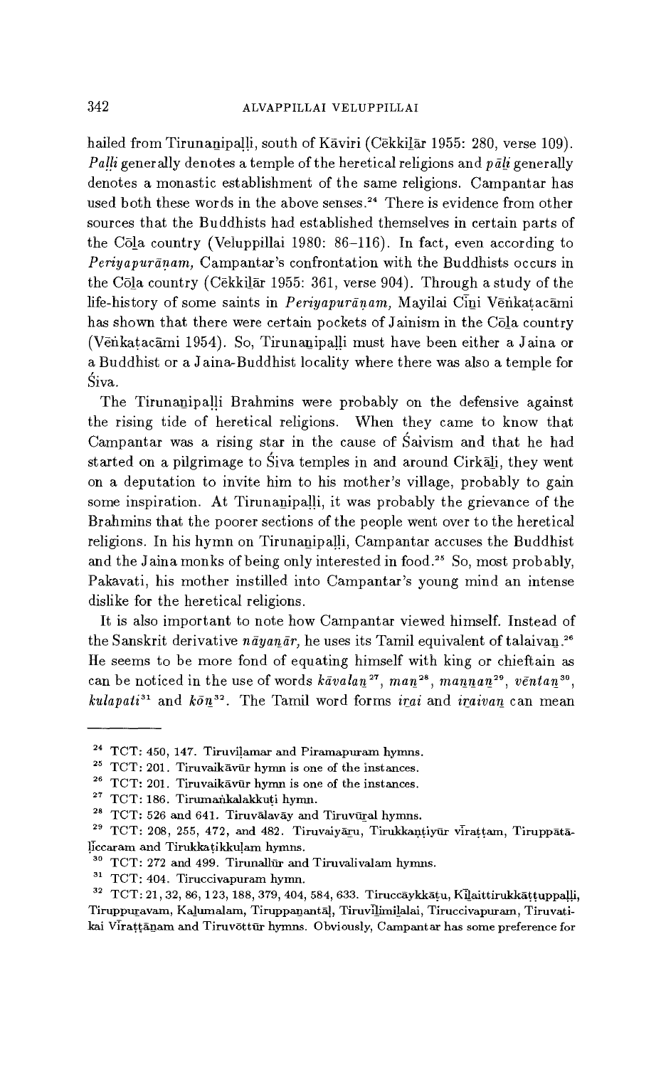hailed from Tirunaṉipaḷḷi, south of Kāviri (Cēkkiḻār 1955: 280, verse 109). *Paḷḷi* generally denotes a temple of the heretical religions and *pāḻi* generally denotes a monastic establishment of the same religions. Campantar has used both these words in the above senses.[24] There is evidence from other sources that the Buddhists had established themselves in certain parts of the Cōḻa country (Veluppillai 1980: 86–116). In fact, even according to *Periyapurāṇam,* Campantar's confrontation with the Buddhists occurs in the Cōḻa country (Cēkkiḻār 1955: 361, verse 904). Through a study of the life-history of some saints in *Periyapurāṇam,* Mayilai Cīṉi Vēṅkaṭacāmi has shown that there were certain pockets of Jainism in the Cōḻa country (Vēṅkaṭacāmi 1954). So, Tirunaṉipaḷḷi must have been either a Jaina or a Buddhist or a Jaina-Buddhist locality where there was also a temple for Śiva.

The Tirunaṉipaḷḷi Brahmins were probably on the defensive against the rising tide of heretical religions. When they came to know that Campantar was a rising star in the cause of Śaivism and that he had started on a pilgrimage to Śiva temples in and around Cirkāḻi, they went on a deputation to invite him to his mother's village, probably to gain some inspiration. At Tirunaṉipaḷḷi, it was probably the grievance of the Brahmins that the poorer sections of the people went over to the heretical religions. In his hymn on Tirunaṉipaḷḷi, Campantar accuses the Buddhist and the Jaina monks of being only interested in food.[25] So, most probably, Pakavati, his mother instilled into Campantar's young mind an intense dislike for the heretical religions.

It is also important to note how Campantar viewed himself. Instead of the Sanskrit derivative *nāyaṉār,* he uses its Tamil equivalent of talaivaṉ.[26] He seems to be more fond of equating himself with king or chieftain as can be noticed in the use of words *kāvalaṉ*[27], *maṉ*[28], *maṉṉaṉ*[29], *vēntaṉ*[30], *kulapati*[31] and *kōṉ*[32]. The Tamil word forms *iṟai* and *iṟaivaṉ* can mean

---

[24] TCT: 450, 147. Tiruviḻamar and Piramapuram hymns.

[25] TCT: 201. Tiruvaikāvūr hymn is one of the instances.

[26] TCT: 201. Tiruvaikāvūr hymn is one of the instances.

[27] TCT: 186. Tirumaṅkalakkuṭi hymn.

[28] TCT: 526 and 641. Tiruvālavāy and Tiruvūṟal hymns.

[29] TCT: 208, 255, 472, and 482. Tiruvaiyāṟu, Tirukkaṇṭiyūr vīraṭṭam, Tiruppātāḷiccaram and Tirukkaṭikkuḷam hymns.

[30] TCT: 272 and 499. Tirunallūr and Tiruvalivalam hymns.

[31] TCT: 404. Tiruccivapuram hymn.

[32] TCT: 21, 32, 86, 123, 188, 379, 404, 584, 633. Tiruccāykkāṭu, Kīḻaittirukkāṭṭuppaḷḷi, Tiruppuṟavam, Kaḻumalam, Tiruppaṉantāḷ, Tiruvīḻimiḻalai, Tiruccivapuram, Tiruvatikai Vīraṭṭāṉam and Tiruvōttūr hymns. Obviously, Campantar has some preference for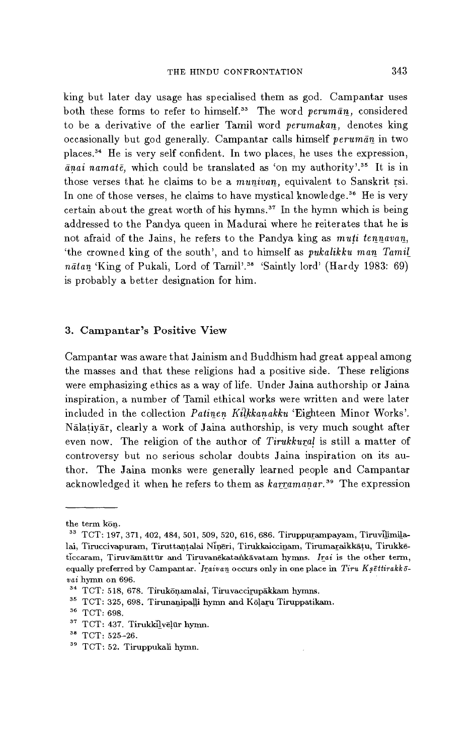king but later day usage has specialised them as god. Campantar uses both these forms to refer to himself.[33] The word *perumāṉ*, considered to be a derivative of the earlier Tamil word *perumakaṉ*, denotes king occasionally but god generally. Campantar calls himself *perumāṉ* in two places.[34] He is very self confident. In two places, he uses the expression, *āṉai namatē*, which could be translated as 'on my authority'.[35] It is in those verses that he claims to be a *muṉivaṉ*, equivalent to Sanskrit ṛsi. In one of those verses, he claims to have mystical knowledge.[36] He is very certain about the great worth of his hymns.[37] In the hymn which is being addressed to the Pandya queen in Madurai where he reiterates that he is not afraid of the Jains, he refers to the Pandya king as *muṭi teṉṉavaṉ*, 'the crowned king of the south', and to himself as *pukalikku maṉ Tamiḻ nātaṉ* 'King of Pukali, Lord of Tamil'.[38] 'Saintly lord' (Hardy 1983: 69) is probably a better designation for him.

### 3. Campantar's Positive View

Campantar was aware that Jainism and Buddhism had great appeal among the masses and that these religions had a positive side. These religions were emphasizing ethics as a way of life. Under Jaina authorship or Jaina inspiration, a number of Tamil ethical works were written and were later included in the collection *Patiṉeṉ Kīḻkkaṇakku* 'Eighteen Minor Works'. Nālaṭiyār, clearly a work of Jaina authorship, is very much sought after even now. The religion of the author of *Tirukkuṟaḷ* is still a matter of controversy but no serious scholar doubts Jaina inspiration on its author. The Jaina monks were generally learned people and Campantar acknowledged it when he refers to them as *kaṟṟamaṇar*.[39] The expression

---

the term kōṉ.

[33] TCT: 197, 371, 402, 484, 501, 509, 520, 616, 686. Tiruppurampayam, Tiruviḻimiḻalai, Tiruccivapuram, Tiruttaṇṭalai Nīṉēri, Tirukkaicciṉam, Tirumaṟaikkāṭu, Tirukkēticcaram, Tiruvāmāttūr and Tiruvanēkataṅkāvatam hymns. *Iṟai* is the other term, equally preferred by Campantar. *Iṟaivaṉ* occurs only in one place in *Tiru Kṣēttirakkōvai* hymn on 696.

[34] TCT: 518, 678. Tirukōṇamalai, Tiruvacciṟupākkam hymns.

[35] TCT: 325, 698. Tirunaṉipaḷḷi hymn and Kōḷaṟu Tiruppatikam.

[36] TCT: 698.

[37] TCT: 437. Tirukkīḻvēḷūr hymn.

[38] TCT: 525-26.

[39] TCT: 52. Tiruppukali hymn.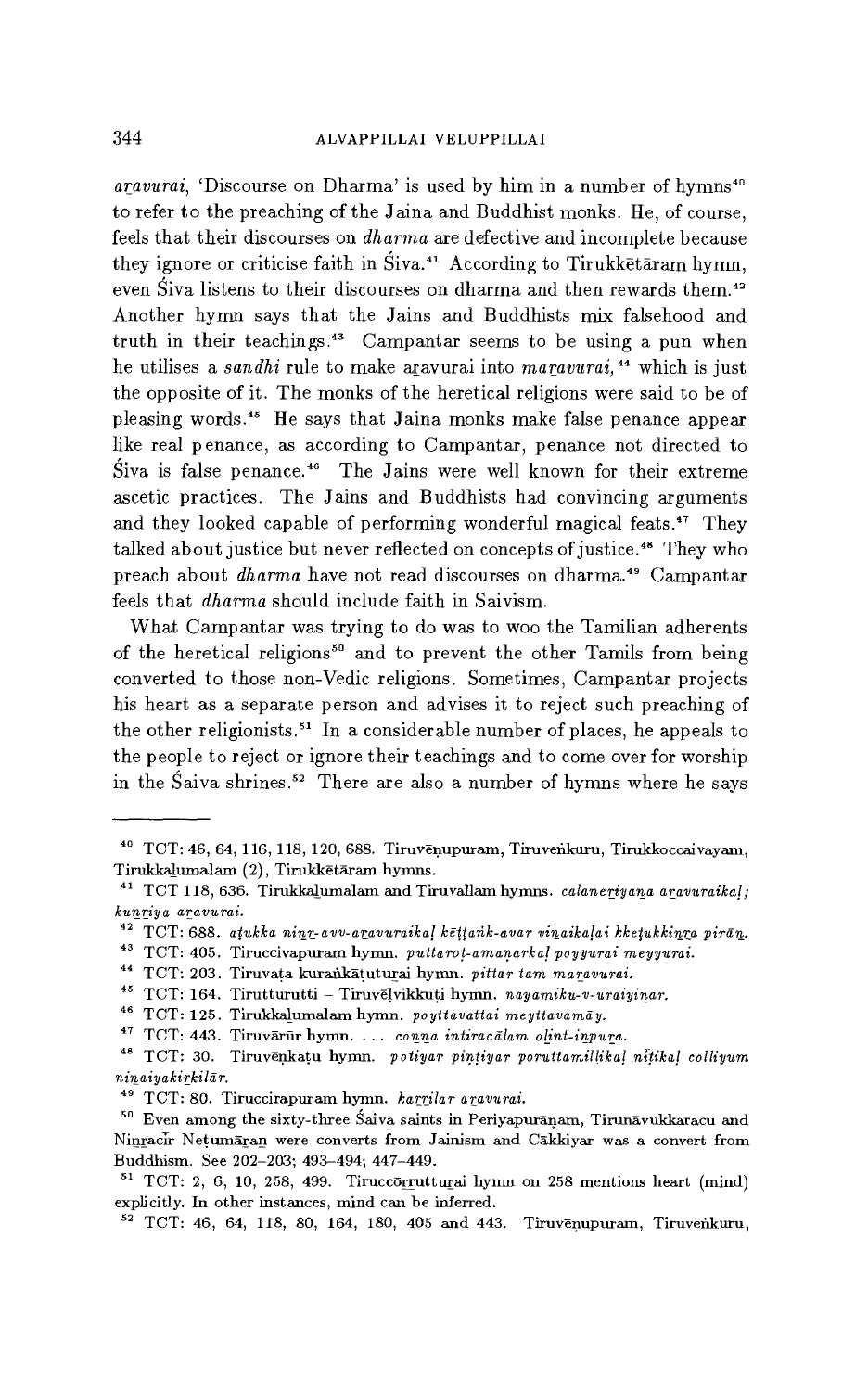*aṟavurai*, 'Discourse on Dharma' is used by him in a number of hymns[40] to refer to the preaching of the Jaina and Buddhist monks. He, of course, feels that their discourses on *dharma* are defective and incomplete because they ignore or criticise faith in Śiva.[41] According to Tirukkētāram hymn, even Śiva listens to their discourses on dharma and then rewards them.[42] Another hymn says that the Jains and Buddhists mix falsehood and truth in their teachings.[43] Campantar seems to be using a pun when he utilises a *sandhi* rule to make aṟavurai into *maṟavurai*,[44] which is just the opposite of it. The monks of the heretical religions were said to be of pleasing words.[45] He says that Jaina monks make false penance appear like real penance, as according to Campantar, penance not directed to Śiva is false penance.[46] The Jains were well known for their extreme ascetic practices. The Jains and Buddhists had convincing arguments and they looked capable of performing wonderful magical feats.[47] They talked about justice but never reflected on concepts of justice.[48] They who preach about *dharma* have not read discourses on dharma.[49] Campantar feels that *dharma* should include faith in Saivism.

What Campantar was trying to do was to woo the Tamilian adherents of the heretical religions[50] and to prevent the other Tamils from being converted to those non-Vedic religions. Sometimes, Campantar projects his heart as a separate person and advises it to reject such preaching of the other religionists.[51] In a considerable number of places, he appeals to the people to reject or ignore their teachings and to come over for worship in the Śaiva shrines.[52] There are also a number of hymns where he says

---

[40] TCT: 46, 64, 116, 118, 120, 688. Tiruvēṇupuram, Tiruveṅkuru, Tirukkoccaivayam, Tirukkaḻumalam (2), Tirukkētāram hymns.

[41] TCT 118, 636. Tirukkaḻumalam and Tiruvallam hymns. *calaneṟiyaṉa aṟavuraikaḷ; kuṉṟiya aṟavurai.*

[42] TCT: 688. *aṭukka niṉṟ-avv-aṟavuraikaḷ kēṭṭaṅk-avar viṉaikaḷai kkeṭukkiṉṟa pirāṉ.*

[43] TCT: 405. Tiruccivapuram hymn. *puttaroṭ-amaṇarkaḷ poyyurai meyyurai.*

[44] TCT: 203. Tiruvaṭa kuraṅkāṭuturai hymn. *pittar tam maṟavurai.*

[45] TCT: 164. Tirutturutti – Tiruvēḷvikkuṭi hymn. *nayamiku-v-uraiyiṉar.*

[46] TCT: 125. Tirukkaḻumalam hymn. *poyttavattai meyttavamāy.*

[47] TCT: 443. Tiruvārūr hymn. ... *coṉṉa intiracālam oḻint-iṉpuṟa.*

[48] TCT: 30. Tiruvēṇkāṭu hymn. *pōtiyar piṇṭiyar poruttamilikaḷ nītikaḷ colliyum niṉaiyakiṟkilār.*

[49] TCT: 80. Tiruccirapuram hymn. *kaṟṟilar aṟavurai.*

[50] Even among the sixty-three Śaiva saints in Periyapurāṇam, Tirunāvukkaracu and Niṉṟacīr Neṭumāṟaṉ were converts from Jainism and Cākkiyar was a convert from Buddhism. See 202–203; 493–494; 447–449.

[51] TCT: 2, 6, 10, 258, 499. Tiruccōṟṟuturai hymn on 258 mentions heart (mind) explicitly. In other instances, mind can be inferred.

[52] TCT: 46, 64, 118, 80, 164, 180, 405 and 443. Tiruvēṇupuram, Tiruveṅkuru,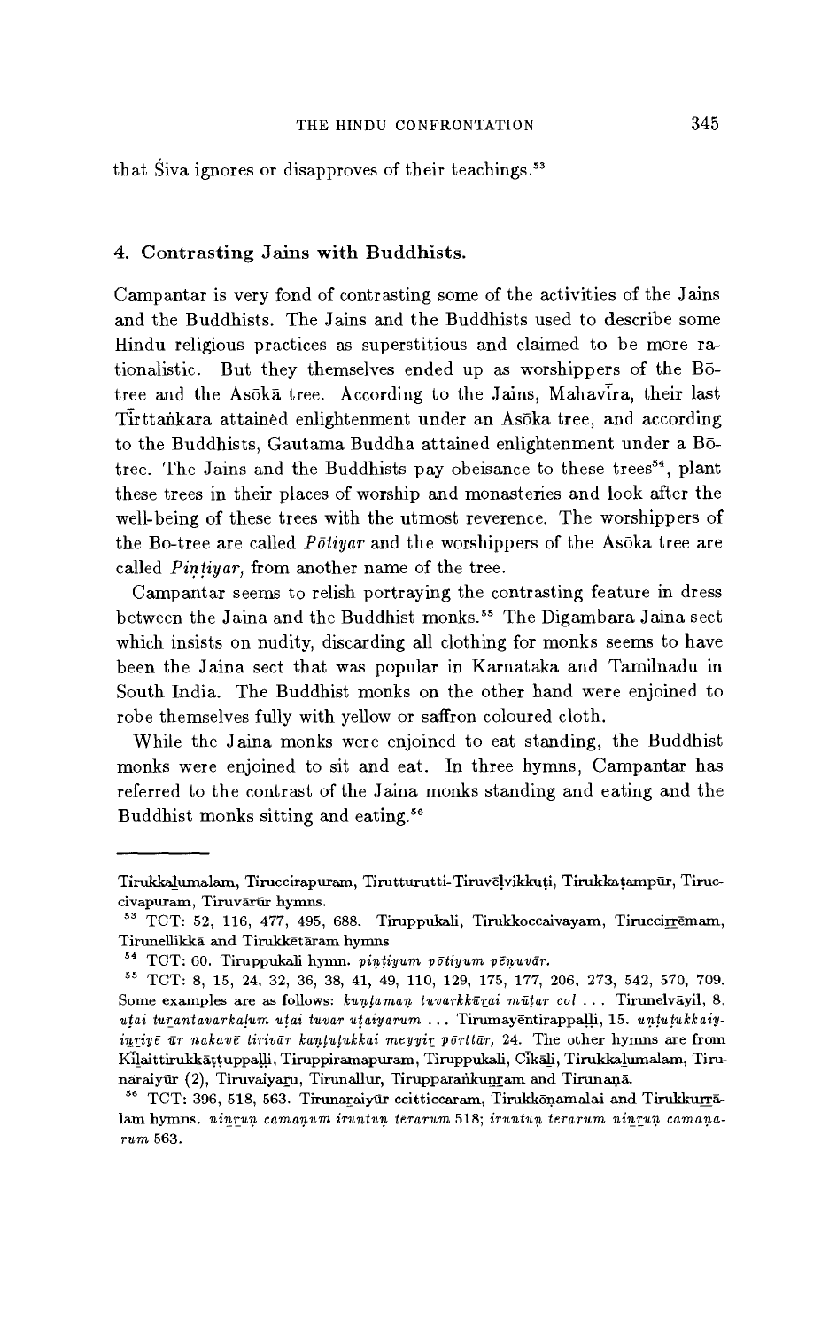that Śiva ignores or disapproves of their teachings.[53]

### 4. Contrasting Jains with Buddhists.

Campantar is very fond of contrasting some of the activities of the Jains and the Buddhists. The Jains and the Buddhists used to describe some Hindu religious practices as superstitious and claimed to be more rationalistic. But they themselves ended up as worshippers of the Bō-tree and the Asōkā tree. According to the Jains, Mahavīra, their last Tīrttaṅkara attained enlightenment under an Asōka tree, and according to the Buddhists, Gautama Buddha attained enlightenment under a Bō-tree. The Jains and the Buddhists pay obeisance to these trees[54], plant these trees in their places of worship and monasteries and look after the well-being of these trees with the utmost reverence. The worshippers of the Bo-tree are called *Pōtiyar* and the worshippers of the Asōka tree are called *Piṇṭiyar,* from another name of the tree.

Campantar seems to relish portraying the contrasting feature in dress between the Jaina and the Buddhist monks.[55] The Digambara Jaina sect which insists on nudity, discarding all clothing for monks seems to have been the Jaina sect that was popular in Karnataka and Tamilnadu in South India. The Buddhist monks on the other hand were enjoined to robe themselves fully with yellow or saffron coloured cloth.

While the Jaina monks were enjoined to eat standing, the Buddhist monks were enjoined to sit and eat. In three hymns, Campantar has referred to the contrast of the Jaina monks standing and eating and the Buddhist monks sitting and eating.[56]

---

Tirukkaḻumalam, Tiruccirapuram, Tirutturutti-Tiruvēḷvikkuṭi, Tirukkaṭampūr, Tiruccivapuram, Tiruvārūr hymns.

[53] TCT: 52, 116, 477, 495, 688. Tiruppukali, Tirukkoccaivayam, Tiruccirrēmam, Tirunellikkā and Tirukkētāram hymns

[54] TCT: 60. Tiruppukali hymn. *piṇṭiyum pōtiyum pēṇuvār.*

[55] TCT: 8, 15, 24, 32, 36, 38, 41, 49, 110, 129, 175, 177, 206, 273, 542, 570, 709. Some examples are as follows: *kuṇṭamaṇ tuvarkkūṟai mūṭar col* ... Tirunelvāyil, 8. *uṭai tuṟantavarkaḷum uṭai tuvar uṭaiyarum* ... Tirumayēntirappaḷḷi, 15. *uṇṭuṭukkaiyiṉṟiyē ūr nakavē tirivār kaṇṭuṭukkai meyyiṟ pōrttār,* 24. The other hymns are from Kīḻaittirukkāṭṭuppaḷḷi, Tiruppiramapuram, Tiruppukali, Cīkāḻi, Tirukkaḻumalam, Tirunāraiyūr (2), Tiruvaiyāṟu, Tirunallūr, Tirupparaṅkuṉṟam and Tirunaṉā.

[56] TCT: 396, 518, 563. Tirunaṟaiyūr ccitticcaram, Tirukkōṇamalai and Tirukkuṟṟālam hymns. *niṉṟuṉ camaṇum iruntuṉ tērarum* 518; *iruntuṉ tērarum niṉṟuṉ camaṇarum* 563.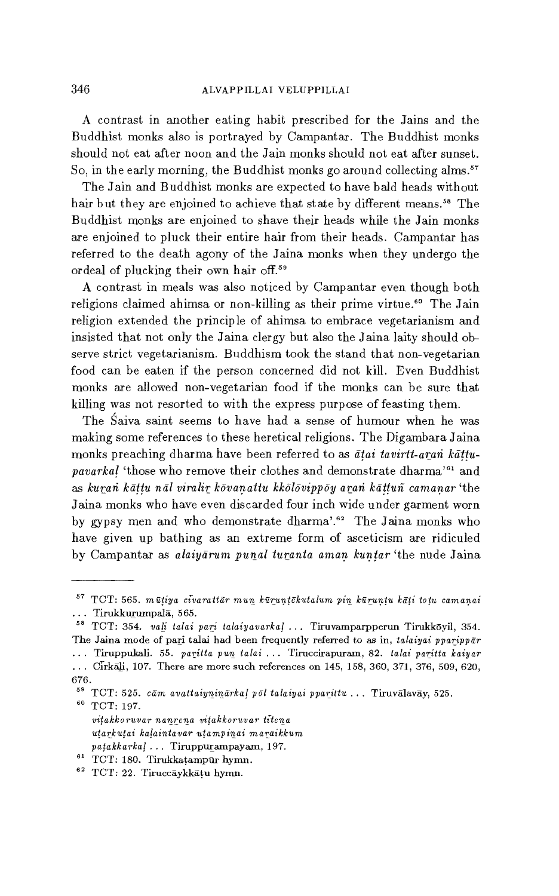A contrast in another eating habit prescribed for the Jains and the Buddhist monks also is portrayed by Campantar. The Buddhist monks should not eat after noon and the Jain monks should not eat after sunset. So, in the early morning, the Buddhist monks go around collecting alms.[57]

The Jain and Buddhist monks are expected to have bald heads without hair but they are enjoined to achieve that state by different means.[58] The Buddhist monks are enjoined to shave their heads while the Jain monks are enjoined to pluck their entire hair from their heads. Campantar has referred to the death agony of the Jaina monks when they undergo the ordeal of plucking their own hair off.[59]

A contrast in meals was also noticed by Campantar even though both religions claimed ahimsa or non-killing as their prime virtue.[60] The Jain religion extended the principle of ahimsa to embrace vegetarianism and insisted that not only the Jaina clergy but also the Jaina laity should observe strict vegetarianism. Buddhism took the stand that non-vegetarian food can be eaten if the person concerned did not kill. Even Buddhist monks are allowed non-vegetarian food if the monks can be sure that killing was not resorted to with the express purpose of feasting them.

The Śaiva saint seems to have had a sense of humour when he was making some references to these heretical religions. The Digambara Jaina monks preaching dharma have been referred to as *āṭai tavirtt-aṟaṅ kāṭṭupavarkaḷ* 'those who remove their clothes and demonstrate dharma'[61] and as *kuṟaṅ kāṭṭu nāl viraliṟ kōvaṉattu kkōlōvippōy aṟaṅ kāṭṭuñ camaṇar* 'the Jaina monks who have even discarded four inch wide under garment worn by gypsy men and who demonstrate dharma'.[62] The Jaina monks who have given up bathing as an extreme form of asceticism are ridiculed by Campantar as *alaiyārum puṉal tuṟanta amaṉ kuṇṭar* 'the nude Jaina

---

[57] TCT: 565. *mūṭiya cīvarattār muṉ kūṟuṇṭēkutalum piṉ kūṟuṇṭu kāṭi toṭu camaṇai* ... Tirukkurumpalā, 565.

[58] TCT: 354. *vaḷi talai paṟi talaiyavarkaḷ* ... Tiruvamparpperun Tirukkōyil, 354. The Jaina mode of paṟi talai had been frequently referred to as in, *talaiyai ppaṟippār* ... Tiruppukali. 55. *paṟitta puṉ talai* ... Tiruccirapuram, 82. *talai paṟitta kaiyar* ... Cīrkāḻi, 107. There are more such references on 145, 158, 360, 371, 376, 509, 620, 676.

[59] TCT: 525. *cām avattaiyniṉārkaḷ pōl talaiyai ppaṟittu* ... Tiruvālavāy, 525.

[60] TCT: 197.
*viṭakkoruvar naṉṟeṉa viṭakkoruvar tīteṉa*
*uṭaṟkuṭai kaḷaintavar uṭampiṉai maṟaikkum*
*paṭakkarkaḷ* ... Tiruppuṟampayam, 197.

[61] TCT: 180. Tirukkaṭampūr hymn.

[62] TCT: 22. Tiruccāykkāṭu hymn.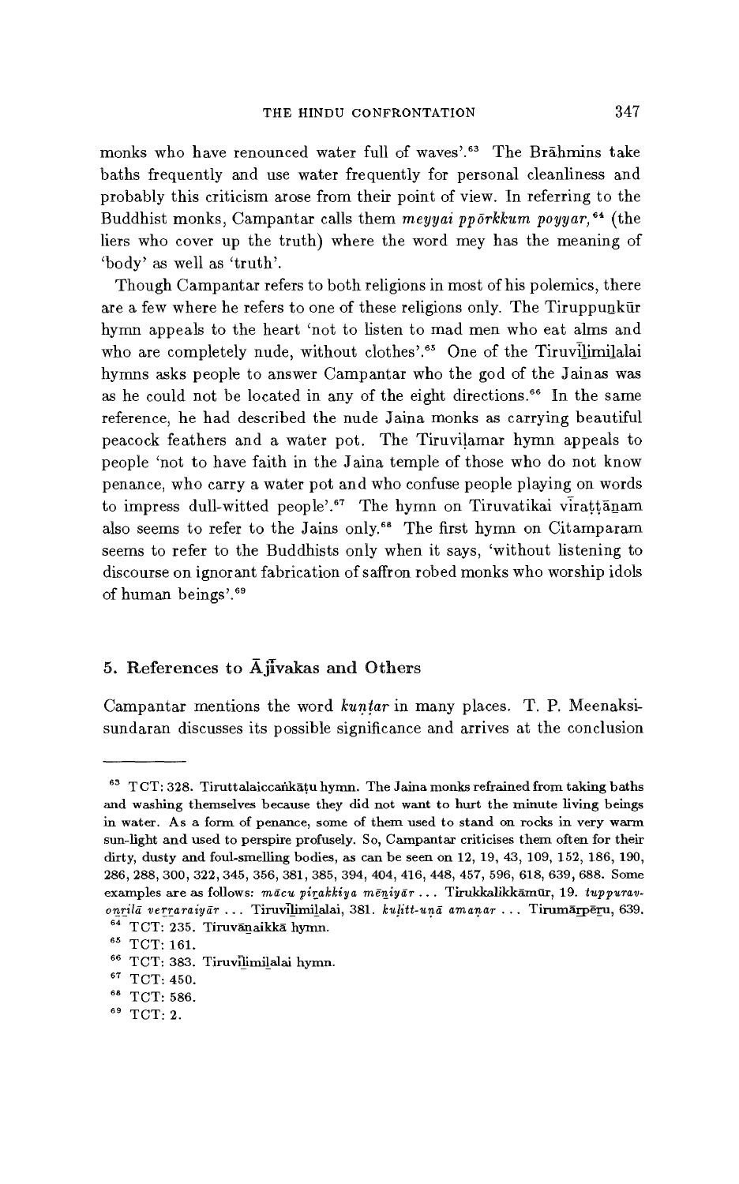monks who have renounced water full of waves'.[63] The Brāhmins take baths frequently and use water frequently for personal cleanliness and probably this criticism arose from their point of view. In referring to the Buddhist monks, Campantar calls them *meyyai ppōrkkum poyyar,*[64] (the liers who cover up the truth) where the word mey has the meaning of 'body' as well as 'truth'.

Though Campantar refers to both religions in most of his polemics, there are a few where he refers to one of these religions only. The Tiruppuṉkūr hymn appeals to the heart 'not to listen to mad men who eat alms and who are completely nude, without clothes'.[65] One of the Tiruvīḻimiḻalai hymns asks people to answer Campantar who the god of the Jainas was as he could not be located in any of the eight directions.[66] In the same reference, he had described the nude Jaina monks as carrying beautiful peacock feathers and a water pot. The Tiruviḷamar hymn appeals to people 'not to have faith in the Jaina temple of those who do not know penance, who carry a water pot and who confuse people playing on words to impress dull-witted people'.[67] The hymn on Tiruvatikai vīraṭṭāṉam also seems to refer to the Jains only.[68] The first hymn on Citamparam seems to refer to the Buddhists only when it says, 'without listening to discourse on ignorant fabrication of saffron robed monks who worship idols of human beings'.[69]

## 5. References to Ājīvakas and Others

Campantar mentions the word *kuṇṭar* in many places. T. P. Meenaksisundaran discusses its possible significance and arrives at the conclusion

---

[63] TCT: 328. Tiruttalaiccaṅkāṭu hymn. The Jaina monks refrained from taking baths and washing themselves because they did not want to hurt the minute living beings in water. As a form of penance, some of them used to stand on rocks in very warm sun-light and used to perspire profusely. So, Campantar criticises them often for their dirty, dusty and foul-smelling bodies, as can be seen on 12, 19, 43, 109, 152, 186, 190, 286, 288, 300, 322, 345, 356, 381, 385, 394, 404, 416, 448, 457, 596, 618, 639, 688. Some examples are as follows: *mācu piṟakkiya mēṉiyār* ... Tirukkalikkāmūr, 19. *tuppurav-oṉṟilā veṟṟaraiyār* ... Tiruvīḻimiḻalai, 381. *kuḷitt-uṇā amaṇar* ... Tirumāṟpēṟu, 639.

[64] TCT: 235. Tiruvāṉaikkā hymn.

[65] TCT: 161.

[66] TCT: 383. Tiruvīḻimiḻalai hymn.

[67] TCT: 450.

[68] TCT: 586.

[69] TCT: 2.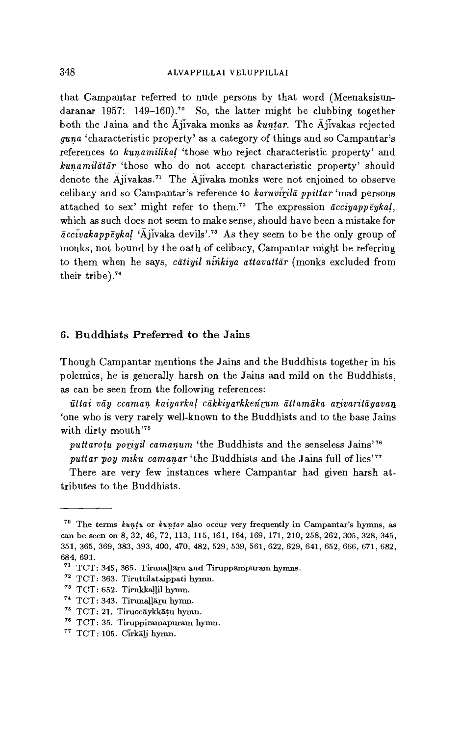that Campantar referred to nude persons by that word (Meenaksisundaranar 1957: 149–160).[70] So, the latter might be clubbing together both the Jaina and the Ājīvaka monks as *kuṇṭar*. The Ājīvakas rejected *guṇa* 'characteristic property' as a category of things and so Campantar's references to *kuṇamilikaḷ* 'those who reject characteristic property' and *kuṇamilātār* 'those who do not accept characteristic property' should denote the Ājīvakas.[71] The Ājīvaka monks were not enjoined to observe celibacy and so Campantar's reference to *karuvīṟilā ppittar* 'mad persons attached to sex' might refer to them.[72] The expression *ācciyappēykaḷ*, which as such does not seem to make sense, should have been a mistake for *āccīvakappēykaḷ* 'Ājīvaka devils'.[73] As they seem to be the only group of monks, not bound by the oath of celibacy, Campantar might be referring to them when he says, *cātiyil nīṅkiya attavattār* (monks excluded from their tribe).[74]

## 6. Buddhists Preferred to the Jains

Though Campantar mentions the Jains and the Buddhists together in his polemics, he is generally harsh on the Jains and mild on the Buddhists, as can be seen from the following references:

*ūttai vāy ccamaṇ kaiyarkaḷ cākkiyarkkeṉṟum āttamāka aṟivaritāyavaṉ* 'one who is very rarely well-known to the Buddhists and to the base Jains with dirty mouth'[75]

*puttaroṭu poṟiyil camaṇum* 'the Buddhists and the senseless Jains'[76]

*puttar poy miku camaṇar* 'the Buddhists and the Jains full of lies'[77]

There are very few instances where Campantar had given harsh attributes to the Buddhists.

---

[70] The terms *kuṇṭu* or *kuṇṭar* also occur very frequently in Campantar's hymns, as can be seen on 8, 32, 46, 72, 113, 115, 161, 164, 169, 171, 210, 258, 262, 305, 328, 345, 351, 365, 369, 383, 393, 400, 470, 482, 529, 539, 561, 622, 629, 641, 652, 666, 671, 682, 684, 691.

[71] TCT: 345, 365. Tirunaḷḷāṟu and Tiruppāmpuram hymns.

[72] TCT: 363. Tiruttilataippati hymn.

[73] TCT: 652. Tirukkaḷḷil hymn.

[74] TCT: 343. Tirunaḷḷāṟu hymn.

[75] TCT: 21. Tiruccāykkāṭu hymn.

[76] TCT: 35. Tiruppiramapuram hymn.

[77] TCT: 105. Cīrkāḻi hymn.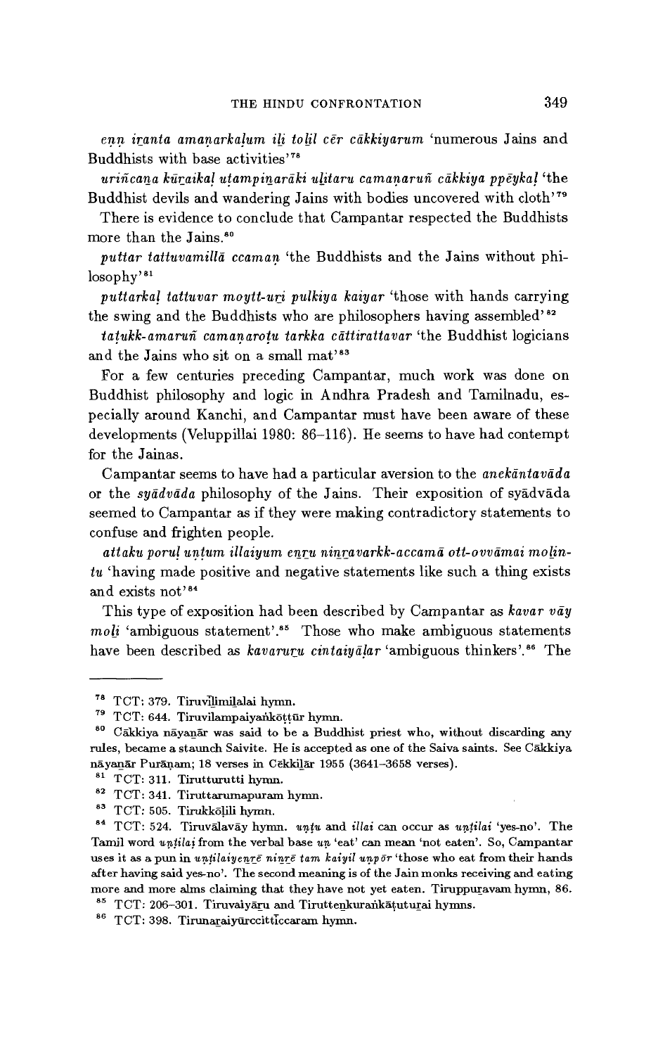*eṉṉ iṟanta amaṇarkaḷum iḻi toḻil cēr cākkiyarum* 'numerous Jains and Buddhists with base activities'[78]

*uriñcaṉa kūṟaikaḷ uṭampiṉarāki uḻitaru camaṇaruñ cākkiya ppēykaḷ* 'the Buddhist devils and wandering Jains with bodies uncovered with cloth'[79]

There is evidence to conclude that Campantar respected the Buddhists more than the Jains.[80]

*puttar tattuvamillā ccamaṇ* 'the Buddhists and the Jains without philosophy'[81]

*puttarkaḷ tattuvar moytt-uṟi pulkiya kaiyar* 'those with hands carrying the swing and the Buddhists who are philosophers having assembled'[82]

*taṭukk-amaruñ camaṇaroṭu tarkka cāttirattavar* 'the Buddhist logicians and the Jains who sit on a small mat'[83]

For a few centuries preceding Campantar, much work was done on Buddhist philosophy and logic in Andhra Pradesh and Tamilnadu, especially around Kanchi, and Campantar must have been aware of these developments (Veluppillai 1980: 86–116). He seems to have had contempt for the Jainas.

Campantar seems to have had a particular aversion to the *anekāntavāda* or the *syādvāda* philosophy of the Jains. Their exposition of syādvāda seemed to Campantar as if they were making contradictory statements to confuse and frighten people.

*attaku poruḷ uṇṭum illaiyum eṉṟu niṉṟavarkk-accamā ott-ovvāmai moḻintu* 'having made positive and negative statements like such a thing exists and exists not'[84]

This type of exposition had been described by Campantar as *kavar vāy moḻi* 'ambiguous statement'.[85] Those who make ambiguous statements have been described as *kavaruṟu cintaiyāḷar* 'ambiguous thinkers'.[86] The

---

[78] TCT: 379. Tiruvīḻimiḻalai hymn.

[79] TCT: 644. Tiruvilampaiyaṅkōṭṭūr hymn.

[80] Cākkiya nāyaṉār was said to be a Buddhist priest who, without discarding any rules, became a staunch Saivite. He is accepted as one of the Saiva saints. See Cākkiya nāyaṉār Purāṇam; 18 verses in Cēkkiḻār 1955 (3641–3658 verses).

[81] TCT: 311. Tirutturutti hymn.

[82] TCT: 341. Tiruttarumapuram hymn.

[83] TCT: 505. Tirukkōḷili hymn.

[84] TCT: 524. Tiruvālavāy hymn. *uṇṭu* and *illai* can occur as *uṇṭilai* 'yes-no'. The Tamil word *uṇṭilai* from the verbal base *uṇ* 'eat' can mean 'not eaten'. So, Campantar uses it as a pun in *uṇṭilaiyeṉṟē niṉṟē tam kaiyil uṇpōr* 'those who eat from their hands after having said yes-no'. The second meaning is of the Jain monks receiving and eating more and more alms claiming that they have not yet eaten. Tiruppuṟavam hymn, 86.

[85] TCT: 206–301. Tiruvaiyāṟu and Tirutteṉkuraṅkāṭuturai hymns.

[86] TCT: 398. Tirunaraiyūrccittīccaram hymn.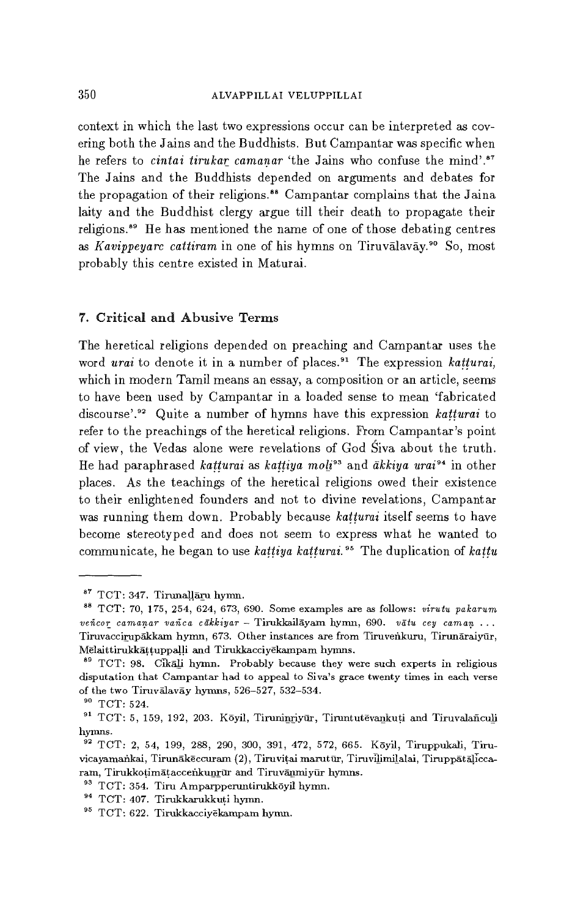context in which the last two expressions occur can be interpreted as covering both the Jains and the Buddhists. But Campantar was specific when he refers to *cintai tirukar̲ camaṇar* 'the Jains who confuse the mind'.[87] The Jains and the Buddhists depended on arguments and debates for the propagation of their religions.[88] Campantar complains that the Jaina laity and the Buddhist clergy argue till their death to propagate their religions.[89] He has mentioned the name of one of those debating centres as *Kavippeyarc cattiram* in one of his hymns on Tiruvālavāy.[90] So, most probably this centre existed in Maturai.

## 7. Critical and Abusive Terms

The heretical religions depended on preaching and Campantar uses the word *urai* to denote it in a number of places.[91] The expression *kaṭṭurai*, which in modern Tamil means an essay, a composition or an article, seems to have been used by Campantar in a loaded sense to mean 'fabricated discourse'.[92] Quite a number of hymns have this expression *kaṭṭurai* to refer to the preachings of the heretical religions. From Campantar's point of view, the Vedas alone were revelations of God Śiva about the truth. He had paraphrased *kaṭṭurai* as *kaṭṭiya moḻi*[93] and *ākkiya urai*[94] in other places. As the teachings of the heretical religions owed their existence to their enlightened founders and not to divine revelations, Campantar was running them down. Probably because *kaṭṭurai* itself seems to have become stereotyped and does not seem to express what he wanted to communicate, he began to use *kaṭṭiya kaṭṭurai*.[95] The duplication of *kaṭṭu*

---

[87] TCT: 347. Tirunaḷḷār̲u hymn.

[88] TCT: 70, 175, 254, 624, 673, 690. Some examples are as follows: *virutu pakarum veñcor̲ camaṇar vañca cākkiyar* – Tirukkailāyam hymn, 690. *vātu cey camaṇ ...* Tiruvaccir̲upākkam hymn, 673. Other instances are from Tiruveṅkuru, Tirunāraiyūr, Mēlaittirukkāṭṭuppaḷḷi and Tirukkacciyēkampam hymns.

[89] TCT: 98. Cīkāḻi hymn. Probably because they were such experts in religious disputation that Campantar had to appeal to Siva's grace twenty times in each verse of the two Tiruvālavāy hymns, 526–527, 532–534.

[90] TCT: 524.

[91] TCT: 5, 159, 192, 203. Kōyil, Tiruninr̲iyūr, Tiruntutēvaṉkuṭi and Tiruvalañcuḻi hymns.

[92] TCT: 2, 54, 199, 288, 290, 300, 391, 472, 572, 665. Kōyil, Tiruppukali, Tiruvicayamaṅkai, Tirunākēccuram (2), Tiruviṭai marutūr, Tiruviḻimiḻalai, Tiruppātāḷiccaram, Tirukkoṭimāṭaccenkunr̲ūr and Tiruvāṉmiyūr hymns.

[93] TCT: 354. Tiru Amparpperuntirukkōyil hymn.

[94] TCT: 407. Tirukkarukkuṭi hymn.

[95] TCT: 622. Tirukkacciyēkampam hymn.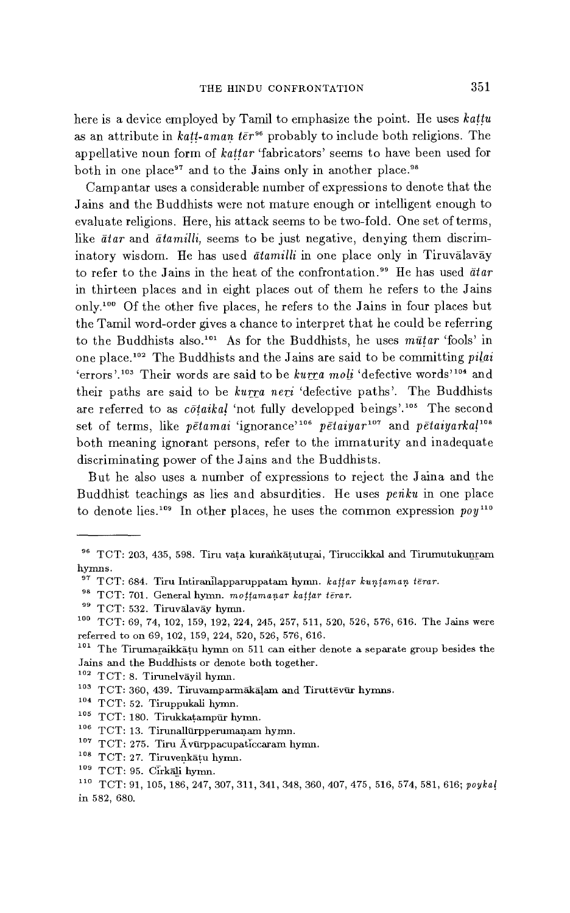here is a device employed by Tamil to emphasize the point. He uses *kaṭṭu* as an attribute in *kaṭṭ-amaṇ tēr*[96] probably to include both religions. The appellative noun form of *kaṭṭar* 'fabricators' seems to have been used for both in one place[97] and to the Jains only in another place.[98]

Campantar uses a considerable number of expressions to denote that the Jains and the Buddhists were not mature enough or intelligent enough to evaluate religions. Here, his attack seems to be two-fold. One set of terms, like *ātar* and *ātamilli*, seems to be just negative, denying them discriminatory wisdom. He has used *ātamilli* in one place only in Tiruvālavāy to refer to the Jains in the heat of the confrontation.[99] He has used *ātar* in thirteen places and in eight places out of them he refers to the Jains only.[100] Of the other five places, he refers to the Jains in four places but the Tamil word-order gives a chance to interpret that he could be referring to the Buddhists also.[101] As for the Buddhists, he uses *mūṭar* 'fools' in one place.[102] The Buddhists and the Jains are said to be committing *piḻai* 'errors'.[103] Their words are said to be *kuṟṟa moḻi* 'defective words'[104] and their paths are said to be *kuṟṟa neṟi* 'defective paths'. The Buddhists are referred to as *cōṭaikaḷ* 'not fully developped beings'.[105] The second set of terms, like *pētamai* 'ignorance'[106] *pētaiyar*[107] and *pētaiyarkaḷ*[108] both meaning ignorant persons, refer to the immaturity and inadequate discriminating power of the Jains and the Buddhists.

But he also uses a number of expressions to reject the Jaina and the Buddhist teachings as lies and absurdities. He uses *peṅku* in one place to denote lies.[109] In other places, he uses the common expression *poy*[110]

---

[96] TCT: 203, 435, 598. Tiru vaṭa kuraṅkāṭuturai, Tiruccikkal and Tirumutukuṉṟam hymns.

[97] TCT: 684. Tiru Intiraṉīlapparuppatam hymn. *kaṭṭar kuṇṭamaṉ tērar.*

[98] TCT: 701. General hymn. *moṭṭamaṇar kaṭṭar tērar.*

[99] TCT: 532. Tiruvālavāy hymn.

[100] TCT: 69, 74, 102, 159, 192, 224, 245, 257, 511, 520, 526, 576, 616. The Jains were referred to on 69, 102, 159, 224, 520, 526, 576, 616.

[101] The Tirumaṟaikkāṭu hymn on 511 can either denote a separate group besides the Jains and the Buddhists or denote both together.

[102] TCT: 8. Tirunelvāyil hymn.

[103] TCT: 360, 439. Tiruvamparmākāḷam and Tiruttēvūr hymns.

[104] TCT: 52. Tiruppukali hymn.

[105] TCT: 180. Tirukkaṭampūr hymn.

[106] TCT: 13. Tirunallūrpperumaṇam hymn.

[107] TCT: 275. Tiru Āvūrppacupatīccaram hymn.

[108] TCT: 27. Tiruveṇkāṭu hymn.

[109] TCT: 95. Cīrkāḻi hymn.

[110] TCT: 91, 105, 186, 247, 307, 311, 341, 348, 360, 407, 475, 516, 574, 581, 616; *poykaḷ* in 582, 680.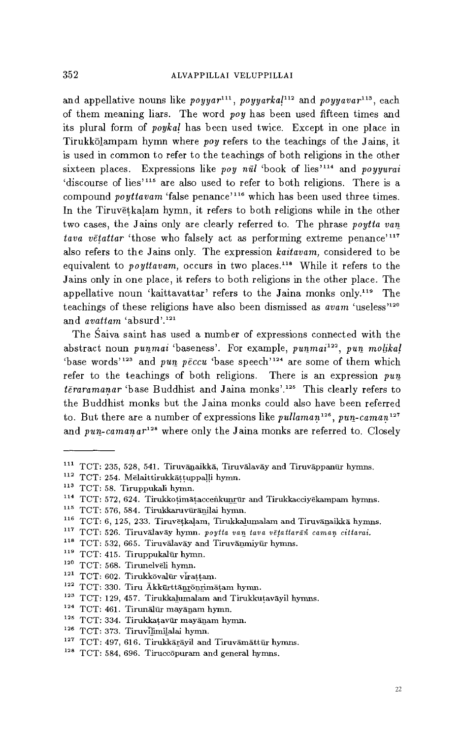and appellative nouns like *poyyar*[111], *poyyarkal*[112] and *poyyavar*[113], each of them meaning liars. The word *poy* has been used fifteen times and its plural form of *poykaḷ* has been used twice. Except in one place in Tirukkōḻampam hymn where *poy* refers to the teachings of the Jains, it is used in common to refer to the teachings of both religions in the other sixteen places. Expressions like *poy nūl* 'book of lies'[114] and *poyyurai* 'discourse of lies'[115] are also used to refer to both religions. There is a compound *poyttavam* 'false penance'[116] which has been used three times. In the Tiruvēṭkaḷam hymn, it refers to both religions while in the other two cases, the Jains only are clearly referred to. The phrase *poytta vaṉ tava vēṭattar* 'those who falsely act as performing extreme penance'[117] also refers to the Jains only. The expression *kaitavam*, considered to be equivalent to *poyttavam*, occurs in two places.[118] While it refers to the Jains only in one place, it refers to both religions in the other place. The appellative noun 'kaittavattar' refers to the Jaina monks only.[119] The teachings of these religions have also been dismissed as *avam* 'useless'[120] and *avattam* 'absurd'.[121]

The Śaiva saint has used a number of expressions connected with the abstract noun *puṉmai* 'baseness'. For example, *puṉmai*[122], *puṉ moḻikaḷ* 'base words'[123] and *puṉ pēccu* 'base speech'[124] are some of them which refer to the teachings of both religions. There is an expression *puṉ tēraramaṉar* 'base Buddhist and Jaina monks'.[125] This clearly refers to the Buddhist monks but the Jaina monks could also have been referred to. But there are a number of expressions like *pullamaṉ*[126], *puṉ-camaṉ*[127] and *puṉ-camaṉar*[128] where only the Jaina monks are referred to. Closely

---

[111] TCT: 235, 528, 541. Tiruvāṉaikkā, Tiruvālavāy and Tiruvāppanūr hymns.

[112] TCT: 254. Mēlaittirukkāṭṭuppaḷḷi hymn.

[113] TCT: 58. Tiruppukali hymn.

[114] TCT: 572, 624. Tirukkoṭimāṭacceṅkuṉṟūr and Tirukkacciyēkampam hymns.

[115] TCT: 576, 584. Tirukkaruvūrāṉilai hymn.

[116] TCT: 6, 125, 233. Tiruvēṭkaḷam, Tirukkaḻumalam and Tiruvāṉaikkā hymns.

[117] TCT: 526. Tiruvālavāy hymn. *poytta vaṉ tava vēṭattarāñ camaṉ cittarai.*

[118] TCT: 532, 665. Tiruvālavāy and Tiruvāṉmiyūr hymns.

[119] TCT: 415. Tiruppukalūr hymn.

[120] TCT: 568. Tirunelvēli hymn.

[121] TCT: 602. Tirukkōvalūr virattam.

[122] TCT: 330. Tiru Ākkūrttāṉṟōṉṟimāṭam hymn.

[123] TCT: 129, 457. Tirukkaḻumalam and Tirukkuṭavāyil hymns.

[124] TCT: 461. Tirunālūr mayāṉam hymn.

[125] TCT: 334. Tirukkaṭavūr mayāṉam hymn.

[126] TCT: 373. Tiruvīḻimiḻalai hymn.

[127] TCT: 497, 616. Tirukkāṟāyil and Tiruvāmāttūr hymns.

[128] TCT: 584, 696. Tiruccōpuram and general hymns.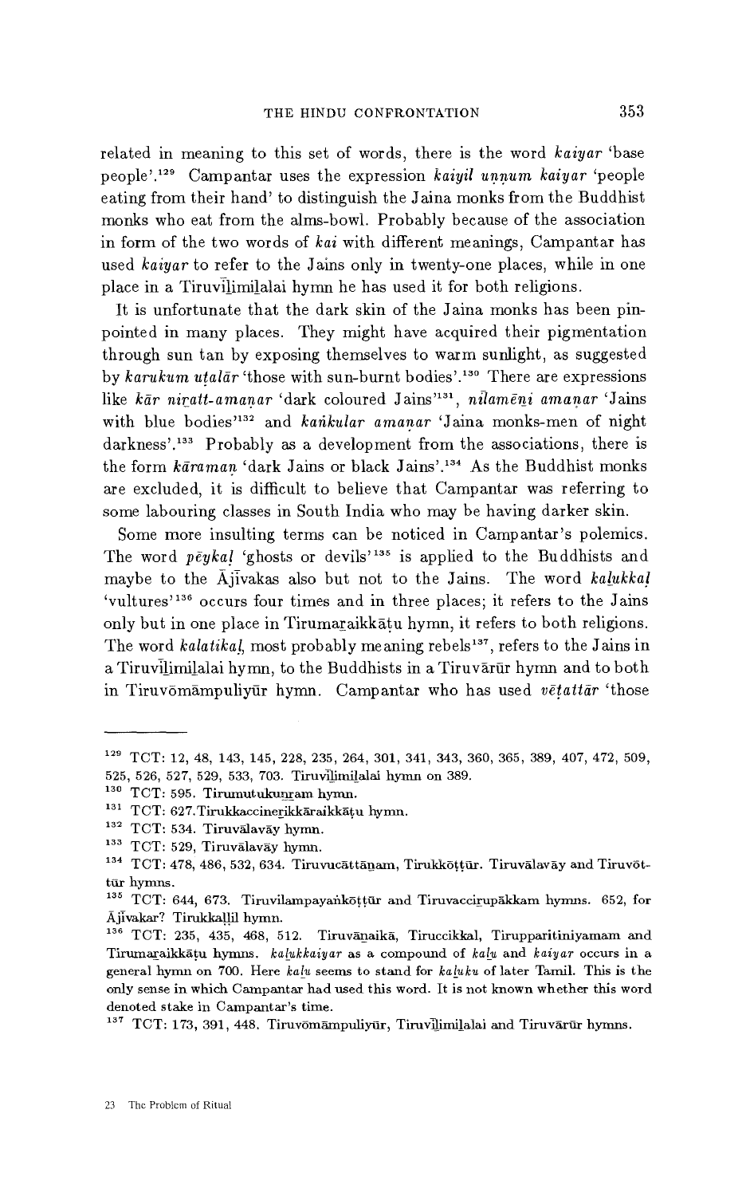related in meaning to this set of words, there is the word *kaiyar* 'base people'.[129] Campantar uses the expression *kaiyil uṇṇum kaiyar* 'people eating from their hand' to distinguish the Jaina monks from the Buddhist monks who eat from the alms-bowl. Probably because of the association in form of the two words of *kai* with different meanings, Campantar has used *kaiyar* to refer to the Jains only in twenty-one places, while in one place in a Tiruviḻimiḻalai hymn he has used it for both religions.

It is unfortunate that the dark skin of the Jaina monks has been pinpointed in many places. They might have acquired their pigmentation through sun tan by exposing themselves to warm sunlight, as suggested by *karukum uṭalār* 'those with sun-burnt bodies'.[130] There are expressions like *kār niṟatt-amaṇar* 'dark coloured Jains'[131], *nīlamēṉi amaṇar* 'Jains with blue bodies'[132] and *kaṅkular amaṇar* 'Jaina monks-men of night darkness'.[133] Probably as a development from the associations, there is the form *kāramaṇ* 'dark Jains or black Jains'.[134] As the Buddhist monks are excluded, it is difficult to believe that Campantar was referring to some labouring classes in South India who may be having darker skin.

Some more insulting terms can be noticed in Campantar's polemics. The word *pēykaḷ* 'ghosts or devils'[135] is applied to the Buddhists and maybe to the Ājīvakas also but not to the Jains. The word *kaḻukkaḷ* 'vultures'[136] occurs four times and in three places; it refers to the Jains only but in one place in Tirumaṟaikkāṭu hymn, it refers to both religions. The word *kalatikaḷ*, most probably meaning rebels[137], refers to the Jains in a Tiruviḻimiḻalai hymn, to the Buddhists in a Tiruvārūr hymn and to both in Tiruvōmāmpuliyūr hymn. Campantar who has used *vēṭattār* 'those

---

[129] TCT: 12, 48, 143, 145, 228, 235, 264, 301, 341, 343, 360, 365, 389, 407, 472, 509, 525, 526, 527, 529, 533, 703. Tiruviḻimiḻalai hymn on 389.

[130] TCT: 595. Tirumutukuṉṟam hymn.

[131] TCT: 627. Tirukkaccineṟikkāraikkāṭu hymn.

[132] TCT: 534. Tiruvālavāy hymn.

[133] TCT: 529, Tiruvālavāy hymn.

[134] TCT: 478, 486, 532, 634. Tiruvucāttāṉam, Tirukkōṭṭūr. Tiruvālavāy and Tiruvōttūr hymns.

[135] TCT: 644, 673. Tiruvilampayaṅkōṭṭūr and Tiruvacciṟupākkam hymns. 652, for Ājīvakar? Tirukkaḷḷil hymn.

[136] TCT: 235, 435, 468, 512. Tiruvāṉaikā, Tiruccikkal, Tirupparitiniyamam and Tirumaṟaikkāṭu hymns. *kaḻukkaiyar* as a compound of *kaḻu* and *kaiyar* occurs in a general hymn on 700. Here *kaḻu* seems to stand for *kaḻuku* of later Tamil. This is the only sense in which Campantar had used this word. It is not known whether this word denoted stake in Campantar's time.

[137] TCT: 173, 391, 448. Tiruvōmāmpuliyūr, Tiruviḻimiḻalai and Tiruvārūr hymns.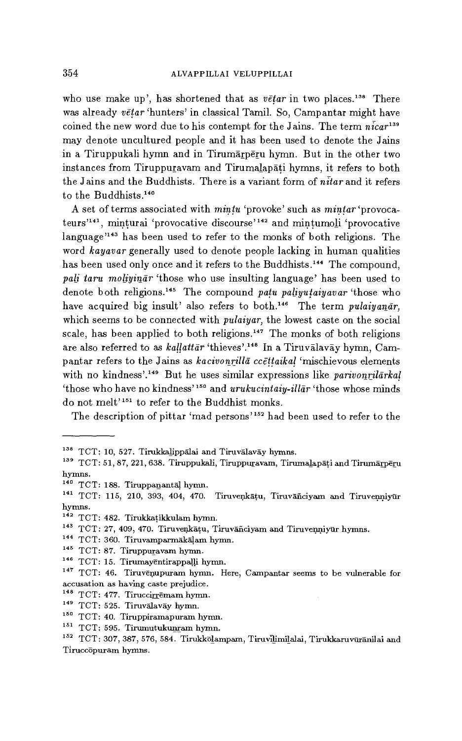who use make up', has shortened that as *vēṭar* in two places.[138] There was already *vēṭar* 'hunters' in classical Tamil. So, Campantar might have coined the new word due to his contempt for the Jains. The term *nīcar*[139] may denote uncultured people and it has been used to denote the Jains in a Tiruppukali hymn and in Tirumāṟpēṟu hymn. But in the other two instances from Tiruppuṟavam and Tirumaḻapāṭi hymns, it refers to both the Jains and the Buddhists. There is a variant form of *nītar* and it refers to the Buddhists.[140]

A set of terms associated with *miṇṭu* 'provoke' such as *miṇṭar* 'provocateurs'[141], miṇṭurai 'provocative discourse'[142] and miṇṭumoḻi 'provocative language'[143] has been used to refer to the monks of both religions. The word *kayavar* generally used to denote people lacking in human qualities has been used only once and it refers to the Buddhists.[144] The compound, *paḻi taru moḻiyiṉār* 'those who use insulting language' has been used to denote both religions.[145] The compound *paṭu paḻiyuṭaiyavar* 'those who have acquired big insult' also refers to both.[146] The term *pulaiyaṉār,* which seems to be connected with *pulaiyar,* the lowest caste on the social scale, has been applied to both religions.[147] The monks of both religions are also referred to as *kaḷḷattār* 'thieves'.[148] In a Tiruvālavāy hymn, Campantar refers to the Jains as *kacivoṉṟillā ccēṭṭaikaḷ* 'mischievous elements with no kindness'.[149] But he uses similar expressions like *parivoṉṟilārkaḷ* 'those who have no kindness'[150] and *urukucintaiy-illār* 'those whose minds do not melt'[151] to refer to the Buddhist monks.

The description of pittar 'mad persons'[152] had been used to refer to the

---

[138] TCT: 10, 527. Tirukkaḻippālai and Tiruvālavāy hymns.

[139] TCT: 51, 87, 221, 638. Tiruppukali, Tiruppuṟavam, Tirumaḻapāṭi and Tirumāṟpēṟu hymns.

[140] TCT: 188. Tiruppaṉantāḷ hymn.

[141] TCT: 115, 210, 393, 404, 470. Tiruveṇkāṭu, Tiruvāñciyam and Tiruveṉṉiyūr hymns.

[142] TCT: 482. Tirukkaṭikkulam hymn.

[143] TCT: 27, 409, 470. Tiruveṇkāṭu, Tiruvāñciyam and Tiruveṉṉiyūr hymns.

[144] TCT: 360. Tiruvamparmākāḷam hymn.

[145] TCT: 87. Tiruppuṟavam hymn.

[146] TCT: 15. Tirumayēntirappaḷḷi hymn.

[147] TCT: 46. Tiruvēṇupuram hymn. Here, Campantar seems to be vulnerable for accusation as having caste prejudice.

[148] TCT: 477. Tiruccirṟēmam hymn.

[149] TCT: 525. Tiruvālavāy hymn.

[150] TCT: 40. Tiruppiramapuram hymn.

[151] TCT: 595. Tirumutukuṉṟam hymn.

[152] TCT: 307, 387, 576, 584. Tirukkōḻampam, Tiruviḻimiḻalai, Tirukkaruvūrānilai and Tiruccōpuram hymns.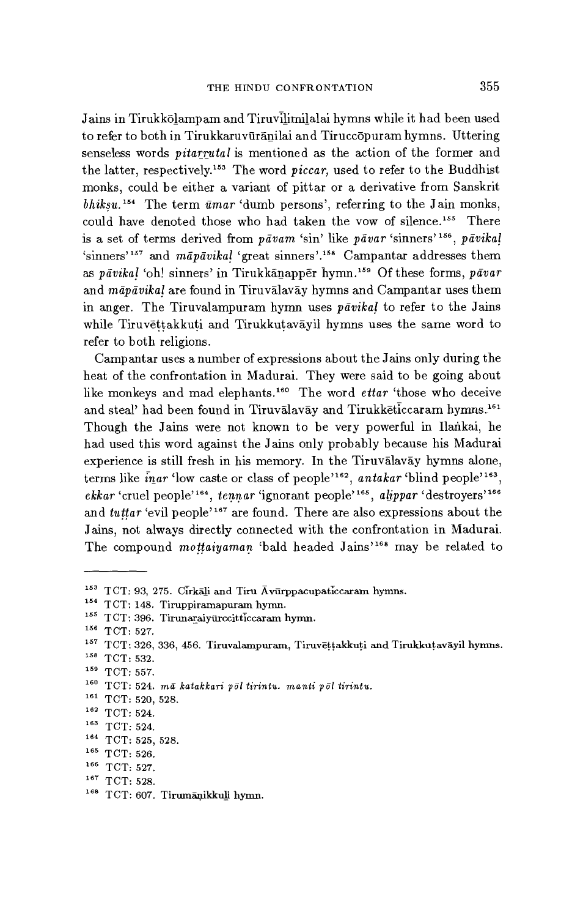Jains in Tirukkōlampam and Tiruvīlimilalai hymns while it had been used to refer to both in Tirukkaruvūrāṉilai and Tiruccōpuram hymns. Uttering senseless words *pitarrutal* is mentioned as the action of the former and the latter, respectively.[153] The word *piccar,* used to refer to the Buddhist monks, could be either a variant of pittar or a derivative from Sanskrit *bhikṣu.*[154] The term *ūmar* 'dumb persons', referring to the Jain monks, could have denoted those who had taken the vow of silence.[155] There is a set of terms derived from *pāvam* 'sin' like *pāvar* 'sinners'[156], *pāvikaḷ* 'sinners'[157] and *māpāvikaḷ* 'great sinners'.[158] Campantar addresses them as *pāvikaḷ* 'oh! sinners' in Tirukkāṉappēr hymn.[159] Of these forms, *pāvar* and *māpāvikaḷ* are found in Tiruvālavāy hymns and Campantar uses them in anger. The Tiruvalampuram hymn uses *pāvikaḷ* to refer to the Jains while Tiruvēṭṭakkuṭi and Tirukkuṭavāyil hymns uses the same word to refer to both religions.

Campantar uses a number of expressions about the Jains only during the heat of the confrontation in Madurai. They were said to be going about like monkeys and mad elephants.[160] The word *ettar* 'those who deceive and steal' had been found in Tiruvālavāy and Tirukkētīccaram hymns.[161] Though the Jains were not known to be very powerful in Ilaṅkai, he had used this word against the Jains only probably because his Madurai experience is still fresh in his memory. In the Tiruvālavāy hymns alone, terms like *īṉar* 'low caste or class of people'[162], *antakar* 'blind people'[163], *ekkar* 'cruel people'[164], *teṉṉar* 'ignorant people'[165], *alippar* 'destroyers'[166] and *tuṭṭar* 'evil people'[167] are found. There are also expressions about the Jains, not always directly connected with the confrontation in Madurai. The compound *moṭṭaiyamaṉ* 'bald headed Jains'[168] may be related to

---

[153] TCT: 93, 275. Cīrkāḻi and Tiru Āvūrppacupatīccaram hymns.
[154] TCT: 148. Tiruppiramapuram hymn.
[155] TCT: 396. Tirunaraiyūrccittīccaram hymn.
[156] TCT: 527.
[157] TCT: 326, 336, 456. Tiruvalampuram, Tiruvēṭṭakkuṭi and Tirukkuṭavāyil hymns.
[158] TCT: 532.
[159] TCT: 557.
[160] TCT: 524. *mā katakkari pōl tirintu. manti pōl tirintu.*
[161] TCT: 520, 528.
[162] TCT: 524.
[163] TCT: 524.
[164] TCT: 525, 528.
[165] TCT: 526.
[166] TCT: 527.
[167] TCT: 528.
[168] TCT: 607. Tirumāṇikkuḻi hymn.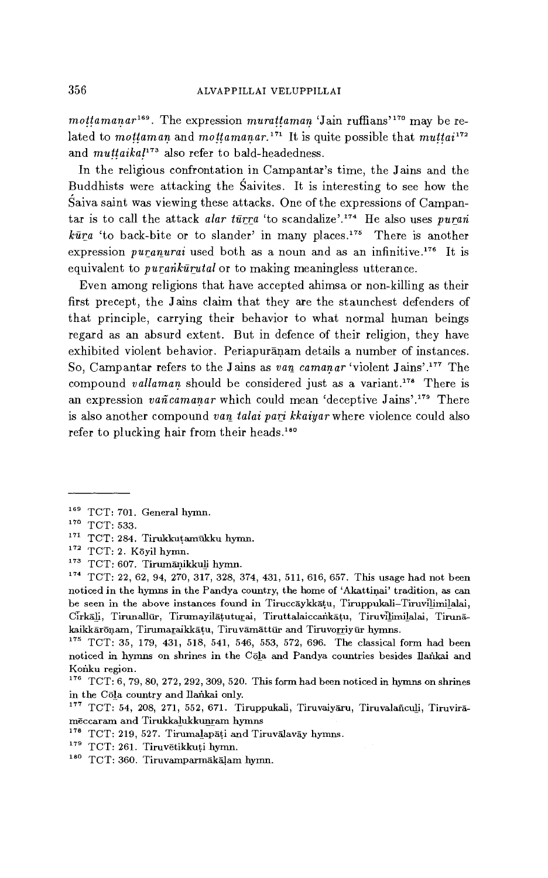*mottamaṉar*[169]. The expression *murattamaṉ* 'Jain ruffians'[170] may be related to *mottamaṉ* and *mottamaṉar.*[171] It is quite possible that *muṭṭai*[172] and *muṭṭaikaḷ*[173] also refer to bald-headedness.

In the religious confrontation in Campantar's time, the Jains and the Buddhists were attacking the Śaivites. It is interesting to see how the Śaiva saint was viewing these attacks. One of the expressions of Campantar is to call the attack *alar tūṟṟa* 'to scandalize'.[174] He also uses *puṟaṅ kūṟa* 'to back-bite or to slander' in many places.[175] There is another expression *puṟaṉurai* used both as a noun and as an infinitive.[176] It is equivalent to *puṟaṅkūṟutal* or to making meaningless utterance.

Even among religions that have accepted ahimsa or non-killing as their first precept, the Jains claim that they are the staunchest defenders of that principle, carrying their behavior to what normal human beings regard as an absurd extent. But in defence of their religion, they have exhibited violent behavior. Periapurāṇam details a number of instances. So, Campantar refers to the Jains as *vaṉ camaṇar* 'violent Jains'.[177] The compound *vallamaṉ* should be considered just as a variant.[178] There is an expression *vañcamaṇar* which could mean 'deceptive Jains'.[179] There is also another compound *vaṉ talai paṟi kkaiyar* where violence could also refer to plucking hair from their heads.[180]

---

[169] TCT: 701. General hymn.

[170] TCT: 533.

[171] TCT: 284. Tirukkuṭamūkku hymn.

[172] TCT: 2. Kōyil hymn.

[173] TCT: 607. Tirumāṇikkuḻi hymn.

[174] TCT: 22, 62, 94, 270, 317, 328, 374, 431, 511, 616, 657. This usage had not been noticed in the hymns in the Pandya country, the home of 'Akattiṇai' tradition, as can be seen in the above instances found in Tiruccāykkāṭu, Tiruppukali–Tiruviḻimiḻalai, Cīrkāḻi, Tirunallūr, Tirumayilāṭuturai, Tiruttalaiccaṅkāṭu, Tiruviḻimiḻalai, Tirunākaikkārōṇam, Tirumaṟaikkāṭu, Tiruvāmāttūr and Tiruvoṟṟiyūr hymns.

[175] TCT: 35, 179, 431, 518, 541, 546, 553, 572, 696. The classical form had been noticed in hymns on shrines in the Cōḻa and Pandya countries besides Ilaṅkai and Koṅku region.

[176] TCT: 6, 79, 80, 272, 292, 309, 520. This form had been noticed in hymns on shrines in the Cōḻa country and Ilaṅkai only.

[177] TCT: 54, 208, 271, 552, 671. Tiruppukali, Tiruvaiyāru, Tiruvalañcuḻi, Tiruvirāmēccaram and Tirukkaḻukkuṉṟam hymns

[178] TCT: 219, 527. Tirumaḻapāṭi and Tiruvālavāy hymns.

[179] TCT: 261. Tiruvētikkuṭi hymn.

[180] TCT: 360. Tiruvamparmākāḷam hymn.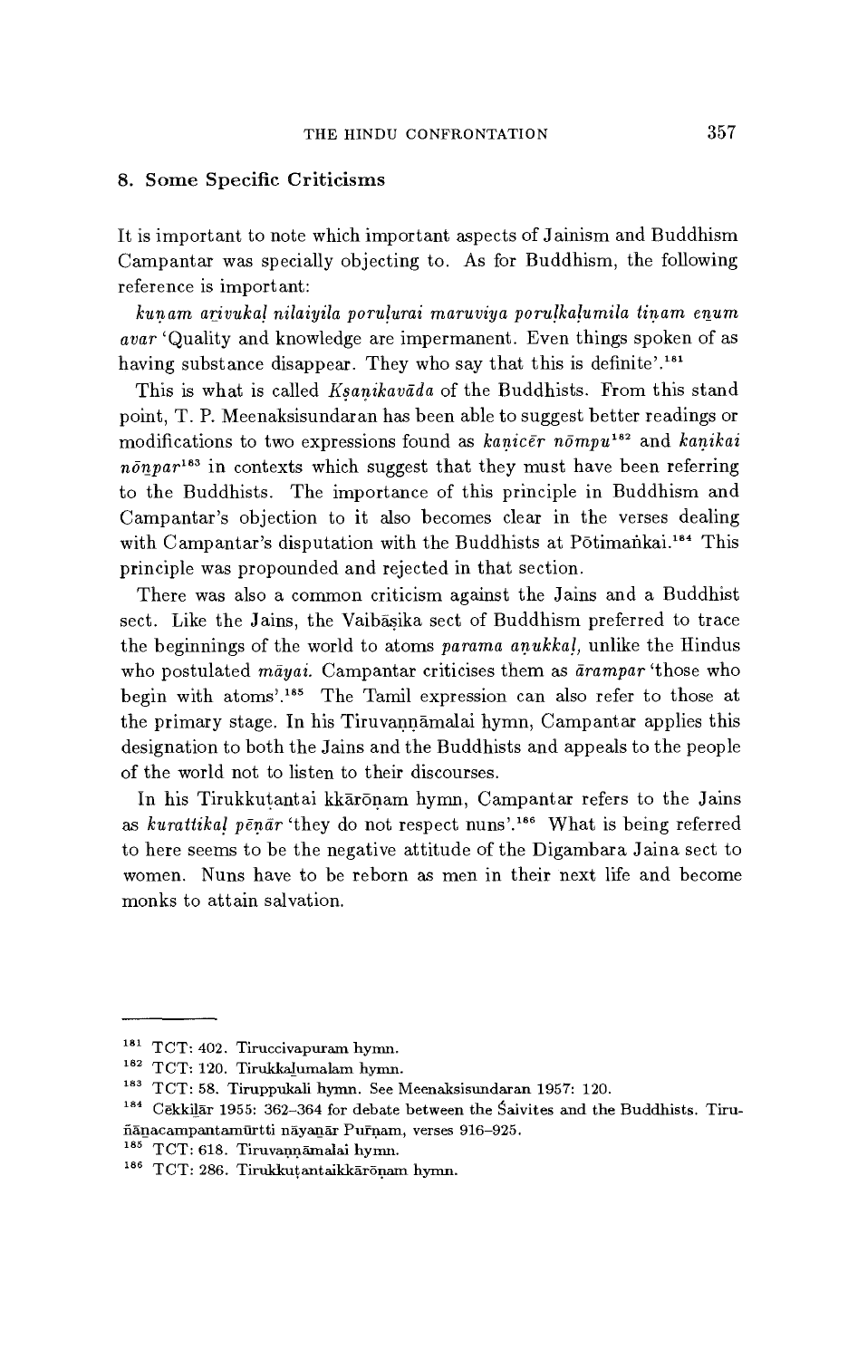## 8. Some Specific Criticisms

It is important to note which important aspects of Jainism and Buddhism Campantar was specially objecting to. As for Buddhism, the following reference is important:

*kuṇam aṟivukaḷ nilaiyila poruḷurai maruviya poruḷkaḷumila tiṇam eṉum avar* 'Quality and knowledge are impermanent. Even things spoken of as having substance disappear. They who say that this is definite'.[181]

This is what is called *Kṣaṇikavāda* of the Buddhists. From this stand point, T. P. Meenaksisundaran has been able to suggest better readings or modifications to two expressions found as *kaṇicēr nōmpu*[182] and *kaṇikai nōṉpar*[183] in contexts which suggest that they must have been referring to the Buddhists. The importance of this principle in Buddhism and Campantar's objection to it also becomes clear in the verses dealing with Campantar's disputation with the Buddhists at Pōtimaṅkai.[184] This principle was propounded and rejected in that section.

There was also a common criticism against the Jains and a Buddhist sect. Like the Jains, the Vaibāṣika sect of Buddhism preferred to trace the beginnings of the world to atoms *parama aṇukkaḷ*, unlike the Hindus who postulated *māyai*. Campantar criticises them as *ārampar* 'those who begin with atoms'.[185] The Tamil expression can also refer to those at the primary stage. In his Tiruvaṇṇāmalai hymn, Campantar applies this designation to both the Jains and the Buddhists and appeals to the people of the world not to listen to their discourses.

In his Tirukkuṭantai kkārōṇam hymn, Campantar refers to the Jains as *kurattikaḷ pēṇār* 'they do not respect nuns'.[186] What is being referred to here seems to be the negative attitude of the Digambara Jaina sect to women. Nuns have to be reborn as men in their next life and become monks to attain salvation.

---

[181] TCT: 402. Tiruccivapuram hymn.

[182] TCT: 120. Tirukkaḻumalam hymn.

[183] TCT: 58. Tiruppukali hymn. See Meenaksisundaran 1957: 120.

[184] Cēkkiḻār 1955: 362–364 for debate between the Śaivites and the Buddhists. Tiruñāṉacampantamūrtti nāyaṉār Purāṇam, verses 916–925.

[185] TCT: 618. Tiruvaṇṇāmalai hymn.

[186] TCT: 286. Tirukkuṭantaikkārōṇam hymn.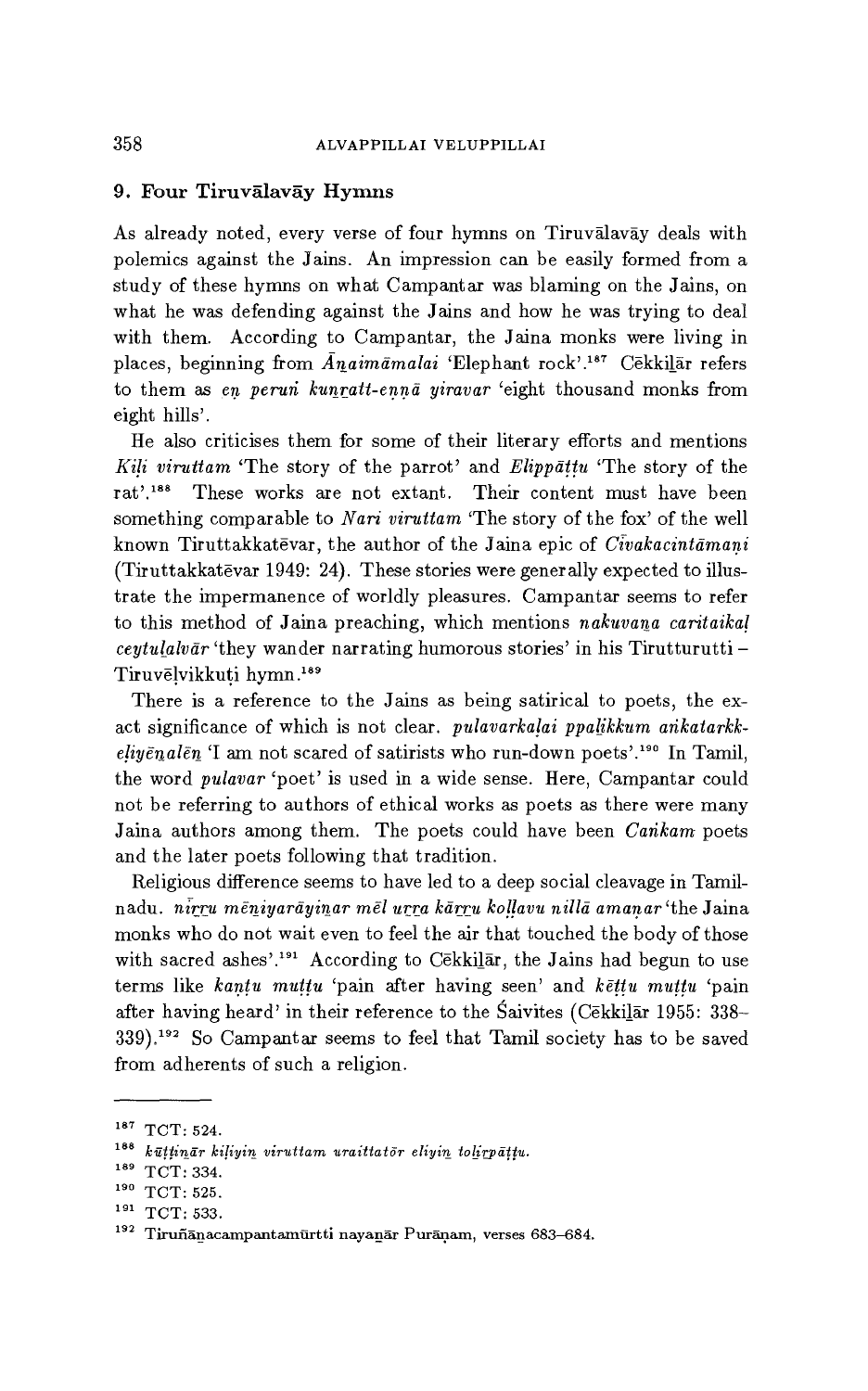## 9. Four Tiruvālavāy Hymns

As already noted, every verse of four hymns on Tiruvālavāy deals with polemics against the Jains. An impression can be easily formed from a study of these hymns on what Campantar was blaming on the Jains, on what he was defending against the Jains and how he was trying to deal with them. According to Campantar, the Jaina monks were living in places, beginning from *Āṉaimāmalai* 'Elephant rock'.[187] Cēkkiḻār refers to them as *eṇ peruṅ kuṉṟatt-eṇṇā yiravar* 'eight thousand monks from eight hills'.

He also criticises them for some of their literary efforts and mentions *Kiḷi viruttam* 'The story of the parrot' and *Elippāṭṭu* 'The story of the rat'.[188] These works are not extant. Their content must have been something comparable to *Nari viruttam* 'The story of the fox' of the well known Tiruttakkatēvar, the author of the Jaina epic of *Cīvakacintāmaṇi* (Tiruttakkatēvar 1949: 24). These stories were generally expected to illustrate the impermanence of worldly pleasures. Campantar seems to refer to this method of Jaina preaching, which mentions *nakuvaṉa caritaikaḷ ceytuḻalvār* 'they wander narrating humorous stories' in his Tirutturutti – Tiruvēḷvikkuṭi hymn.[189]

There is a reference to the Jains as being satirical to poets, the exact significance of which is not clear. *pulavarkaḷai ppaḻikkum aṅkatarkkeḷiyēṉalēṉ* 'I am not scared of satirists who run-down poets'.[190] In Tamil, the word *pulavar* 'poet' is used in a wide sense. Here, Campantar could not be referring to authors of ethical works as poets as there were many Jaina authors among them. The poets could have been *Caṅkam* poets and the later poets following that tradition.

Religious difference seems to have led to a deep social cleavage in Tamilnadu. *nīṟṟu mēṉiyarāyiṉar mēl uṟṟa kāṟṟu koḷḷavu nillā amaṇar* 'the Jaina monks who do not wait even to feel the air that touched the body of those with sacred ashes'.[191] According to Cēkkiḻār, the Jains had begun to use terms like *kaṇṭu muṭṭu* 'pain after having seen' and *kēṭṭu muṭṭu* 'pain after having heard' in their reference to the Śaivites (Cēkkiḻār 1955: 338–339).[192] So Campantar seems to feel that Tamil society has to be saved from adherents of such a religion.

---

[187] TCT: 524.

[188] *kūṭṭiṉār kiḷiyiṉ viruttam uraittatōr eliyiṉ toḻiṟpāṭṭu.*

[189] TCT: 334.

[190] TCT: 525.

[191] TCT: 533.

[192] Tiruñāṉacampantamūrtti nayaṉār Purāṇam, verses 683–684.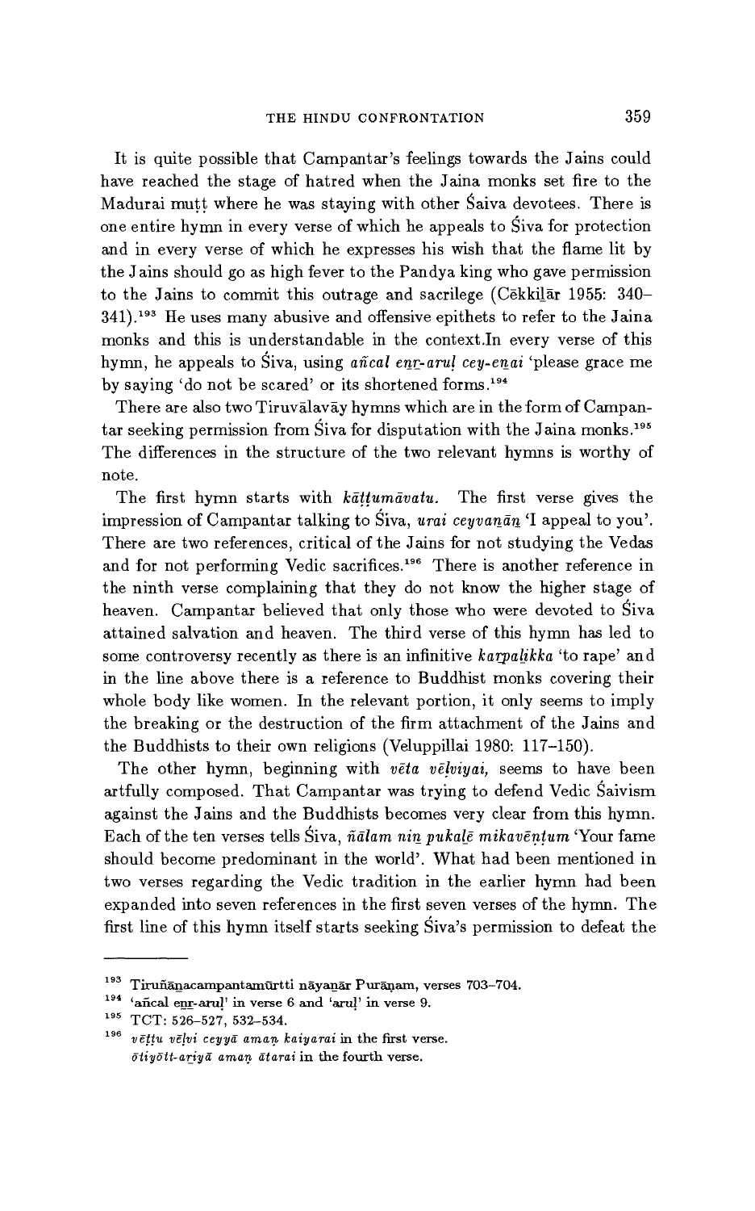It is quite possible that Campantar's feelings towards the Jains could have reached the stage of hatred when the Jaina monks set fire to the Madurai muṭṭ where he was staying with other Śaiva devotees. There is one entire hymn in every verse of which he appeals to Śiva for protection and in every verse of which he expresses his wish that the flame lit by the Jains should go as high fever to the Pandya king who gave permission to the Jains to commit this outrage and sacrilege (Cēkkiḻār 1955: 340–341).[193] He uses many abusive and offensive epithets to refer to the Jaina monks and this is understandable in the context.In every verse of this hymn, he appeals to Śiva, using *añcal eṉṟ-aruḷ cey-eṉai* 'please grace me by saying 'do not be scared' or its shortened forms.[194]

There are also two Tiruvālavāy hymns which are in the form of Campantar seeking permission from Śiva for disputation with the Jaina monks.[195] The differences in the structure of the two relevant hymns is worthy of note.

The first hymn starts with *kāṭṭumāvatu*. The first verse gives the impression of Campantar talking to Śiva, *urai ceyvaṉāṉ* 'I appeal to you'. There are two references, critical of the Jains for not studying the Vedas and for not performing Vedic sacrifices.[196] There is another reference in the ninth verse complaining that they do not know the higher stage of heaven. Campantar believed that only those who were devoted to Śiva attained salvation and heaven. The third verse of this hymn has led to some controversy recently as there is an infinitive *kaṟpaḻikka* 'to rape' and in the line above there is a reference to Buddhist monks covering their whole body like women. In the relevant portion, it only seems to imply the breaking or the destruction of the firm attachment of the Jains and the Buddhists to their own religions (Veluppillai 1980: 117–150).

The other hymn, beginning with *vēta vēḷviyai*, seems to have been artfully composed. That Campantar was trying to defend Vedic Śaivism against the Jains and the Buddhists becomes very clear from this hymn. Each of the ten verses tells Śiva, *ñālam niṉ pukaḻē mikavēṇṭum* 'Your fame should become predominant in the world'. What had been mentioned in two verses regarding the Vedic tradition in the earlier hymn had been expanded into seven references in the first seven verses of the hymn. The first line of this hymn itself starts seeking Śiva's permission to defeat the

---

[193] Tiruñāṉacampantamūrtti nāyaṉār Purāṇam, verses 703–704.

[194] 'añcal eṉṟ-aruḷ' in verse 6 and 'aruḷ' in verse 9.

[195] TCT: 526–527, 532–534.

[196] *vēṭṭu vēḷvi ceyyā amaṇ kaiyarai* in the first verse.
*ōtiyōtt-aṟiyā amaṇ ātarai* in the fourth verse.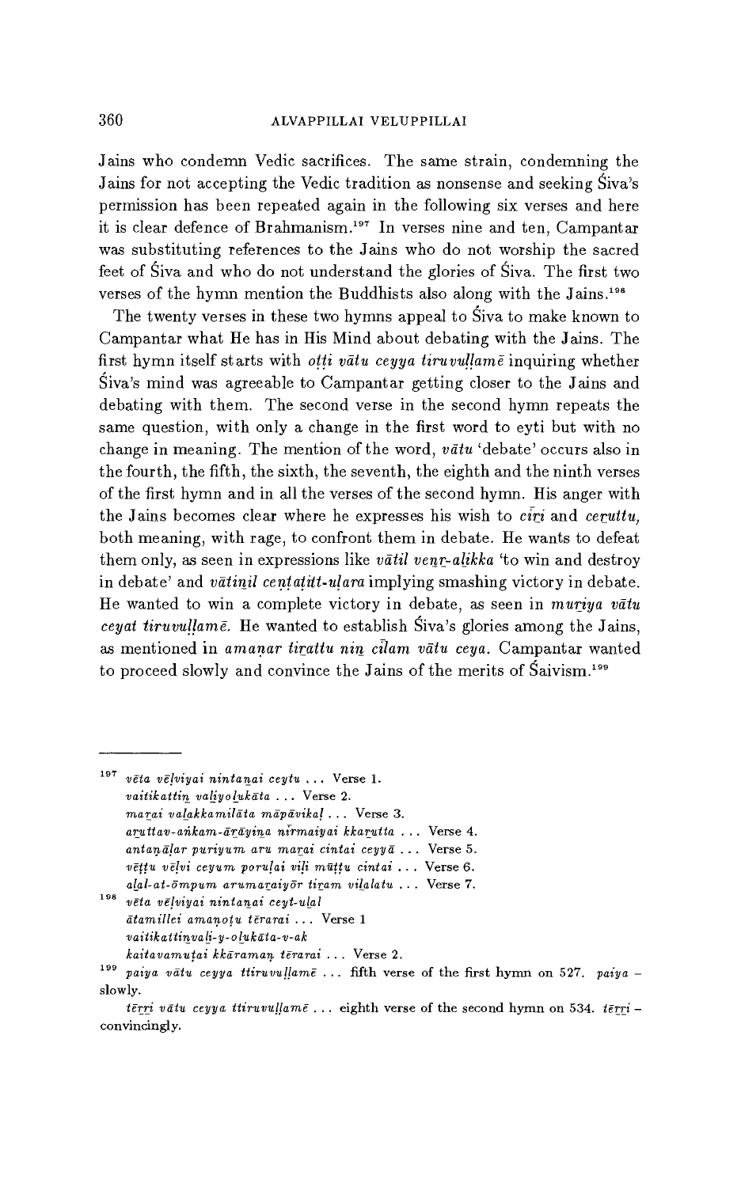Jains who condemn Vedic sacrifices. The same strain, condemning the Jains for not accepting the Vedic tradition as nonsense and seeking Śiva's permission has been repeated again in the following six verses and here it is clear defence of Brahmanism.[197] In verses nine and ten, Campantar was substituting references to the Jains who do not worship the sacred feet of Śiva and who do not understand the glories of Śiva. The first two verses of the hymn mention the Buddhists also along with the Jains.[198]

The twenty verses in these two hymns appeal to Śiva to make known to Campantar what He has in His Mind about debating with the Jains. The first hymn itself starts with *oṭṭi vātu ceyya tiruvuḷḷamē* inquiring whether Śiva's mind was agreeable to Campantar getting closer to the Jains and debating with them. The second verse in the second hymn repeats the same question, with only a change in the first word to eyti but with no change in meaning. The mention of the word, *vātu* 'debate' occurs also in the fourth, the fifth, the sixth, the seventh, the eighth and the ninth verses of the first hymn and in all the verses of the second hymn. His anger with the Jains becomes clear where he expresses his wish to *ciṟi* and *ceṟuttu,* both meaning, with rage, to confront them in debate. He wants to defeat them only, as seen in expressions like *vātil veṉṟ-aḻikka* 'to win and destroy in debate' and *vātiṉil ceṉṭaṭitt-uḷara* implying smashing victory in debate. He wanted to win a complete victory in debate, as seen in *muṟiya vātu ceyat tiruvuḷḷamē.* He wanted to establish Śiva's glories among the Jains, as mentioned in *amaṉar tiṟattu niṉ cīlam vātu ceya.* Campantar wanted to proceed slowly and convince the Jains of the merits of Śaivism.[199]

---

[197] *vēta vēḷviyai nintaṉai ceytu* ... Verse 1.
*vaitikattiṉ vaḻiyoḻukāta* ... Verse 2.
*maṟai vaḻakkamilāta māpāvikaḷ* ... Verse 3.
*aṟuttav-aṅkam-āṟāyiṉa nīrmaiyai kkaṟutta* ... Verse 4.
*antaṇāḷar puriyum aru maṟai cintai ceyyā* ... Verse 5.
*vēṭṭu vēḷvi ceyum poruḷai viḷi mūṭṭu cintai* ... Verse 6.
*aḻal-at-ōmpum arumaṟaiyōr tiṟam viḻalatu* ... Verse 7.

[198] *vēta vēḷviyai nintaṉai ceyt-uḻal*
*ātamillei amaṉoṭu tērarai* ... Verse 1
*vaitikattiṉvaḻi-y-oḻukāta-v-ak*
*kaitavamuṭai kkāramaṉ tērarai* ... Verse 2.

[199] *paiya vātu ceyya ttiruvuḷḷamē* ... fifth verse of the first hymn on 527. *paiya* – slowly.
*tēṟṟi vātu ceyya ttiruvuḷḷamē* ... eighth verse of the second hymn on 534. *tēṟṟi* – convincingly.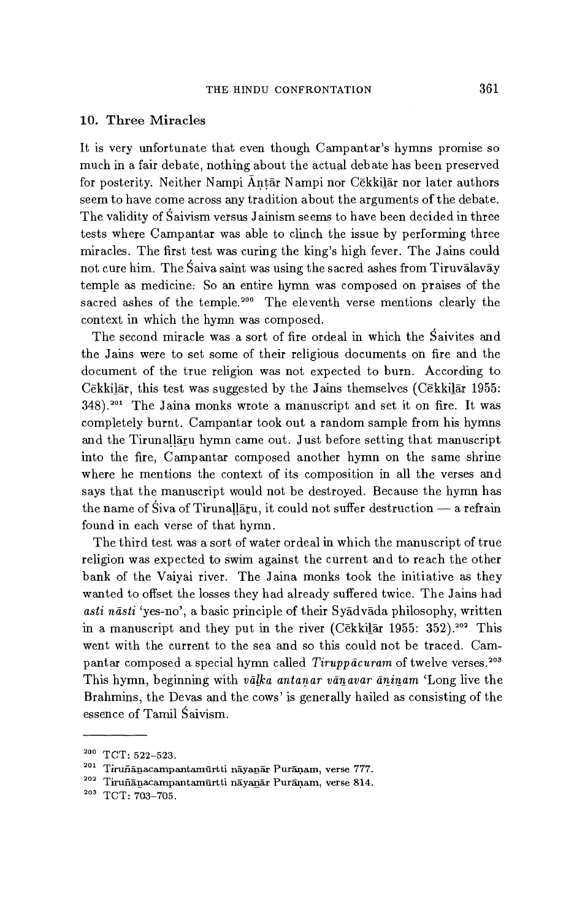## 10. Three Miracles

It is very unfortunate that even though Campantar's hymns promise so much in a fair debate, nothing about the actual debate has been preserved for posterity. Neither Nampi Āṇṭār Nampi nor Cēkkiḻār nor later authors seem to have come across any tradition about the arguments of the debate. The validity of Śaivism versus Jainism seems to have been decided in three tests where Campantar was able to clinch the issue by performing three miracles. The first test was curing the king's high fever. The Jains could not cure him. The Śaiva saint was using the sacred ashes from Tiruvālavāy temple as medicine: So an entire hymn was composed on praises of the sacred ashes of the temple.[200] The eleventh verse mentions clearly the context in which the hymn was composed.

The second miracle was a sort of fire ordeal in which the Śaivites and the Jains were to set some of their religious documents on fire and the document of the true religion was not expected to burn. According to Cēkkiḻār, this test was suggested by the Jains themselves (Cēkkiḻār 1955: 348).[201] The Jaina monks wrote a manuscript and set it on fire. It was completely burnt. Campantar took out a random sample from his hymns and the Tirunaḷḷāṟu hymn came out. Just before setting that manuscript into the fire, Campantar composed another hymn on the same shrine where he mentions the context of its composition in all the verses and says that the manuscript would not be destroyed. Because the hymn has the name of Śiva of Tirunaḷḷāṟu, it could not suffer destruction — a refrain found in each verse of that hymn.

The third test was a sort of water ordeal in which the manuscript of true religion was expected to swim against the current and to reach the other bank of the Vaiyai river. The Jaina monks took the initiative as they wanted to offset the losses they had already suffered twice. The Jains had *asti nāsti* 'yes-no', a basic principle of their Syādvāda philosophy, written in a manuscript and they put in the river (Cēkkiḻār 1955: 352).[202] This went with the current to the sea and so this could not be traced. Campantar composed a special hymn called *Tiruppācuram* of twelve verses.[203] This hymn, beginning with *vālka antaṉar vāṉavar āṉiṉam* 'Long live the Brahmins, the Devas and the cows' is generally hailed as consisting of the essence of Tamil Śaivism.

---

[200] TCT: 522–523.

[201] Tiruñāṉacampantamūrtti nāyaṉār Purāṇam, verse 777.

[202] Tiruñāṉacampantamūrtti nāyaṉār Purāṇam, verse 814.

[203] TCT: 703–705.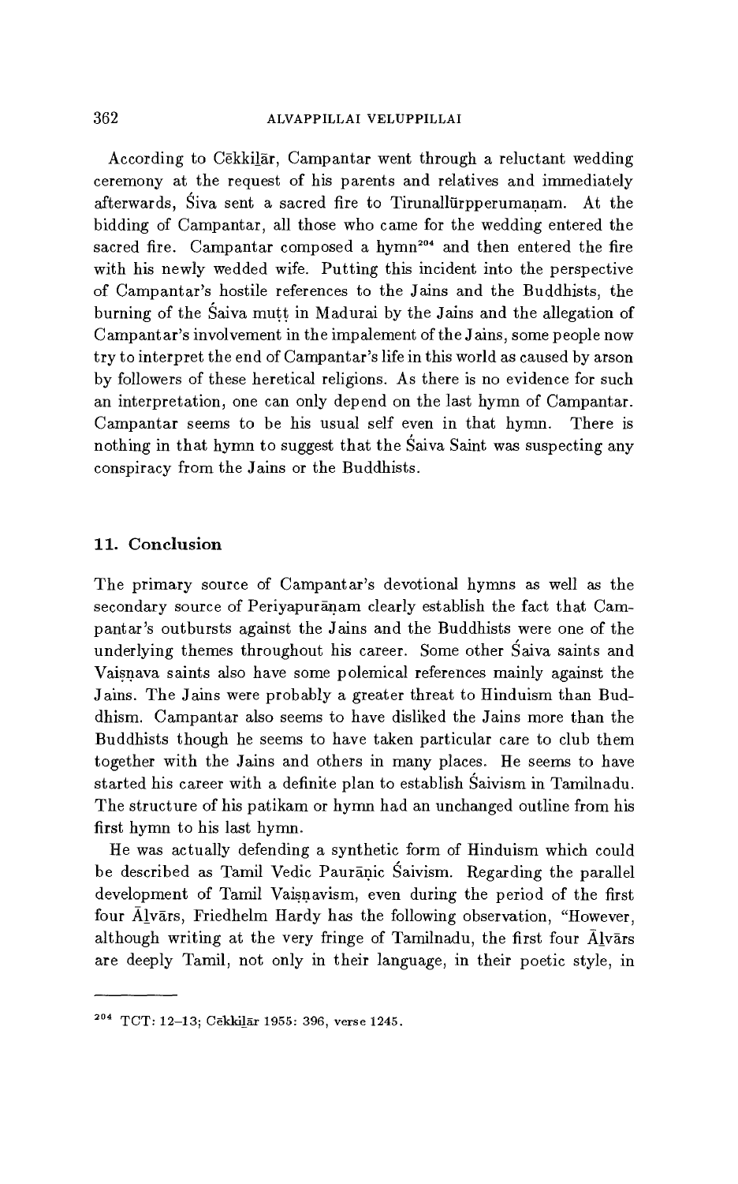According to Cēkkiḻār, Campantar went through a reluctant wedding ceremony at the request of his parents and relatives and immediately afterwards, Śiva sent a sacred fire to Tirunallūrpperumaṇam. At the bidding of Campantar, all those who came for the wedding entered the sacred fire. Campantar composed a hymn[204] and then entered the fire with his newly wedded wife. Putting this incident into the perspective of Campantar's hostile references to the Jains and the Buddhists, the burning of the Śaiva muṭṭ in Madurai by the Jains and the allegation of Campantar's involvement in the impalement of the Jains, some people now try to interpret the end of Campantar's life in this world as caused by arson by followers of these heretical religions. As there is no evidence for such an interpretation, one can only depend on the last hymn of Campantar. Campantar seems to be his usual self even in that hymn. There is nothing in that hymn to suggest that the Śaiva Saint was suspecting any conspiracy from the Jains or the Buddhists.

## 11. Conclusion

The primary source of Campantar's devotional hymns as well as the secondary source of Periyapurāṇam clearly establish the fact that Campantar's outbursts against the Jains and the Buddhists were one of the underlying themes throughout his career. Some other Śaiva saints and Vaiṣṇava saints also have some polemical references mainly against the Jains. The Jains were probably a greater threat to Hinduism than Buddhism. Campantar also seems to have disliked the Jains more than the Buddhists though he seems to have taken particular care to club them together with the Jains and others in many places. He seems to have started his career with a definite plan to establish Śaivism in Tamilnadu. The structure of his patikam or hymn had an unchanged outline from his first hymn to his last hymn.

He was actually defending a synthetic form of Hinduism which could be described as Tamil Vedic Paurāṇic Śaivism. Regarding the parallel development of Tamil Vaiṣṇavism, even during the period of the first four Āḻvārs, Friedhelm Hardy has the following observation, "However, although writing at the very fringe of Tamilnadu, the first four Āḻvārs are deeply Tamil, not only in their language, in their poetic style, in

---

[204] TCT: 12–13; Cēkkiḻār 1955: 396, verse 1245.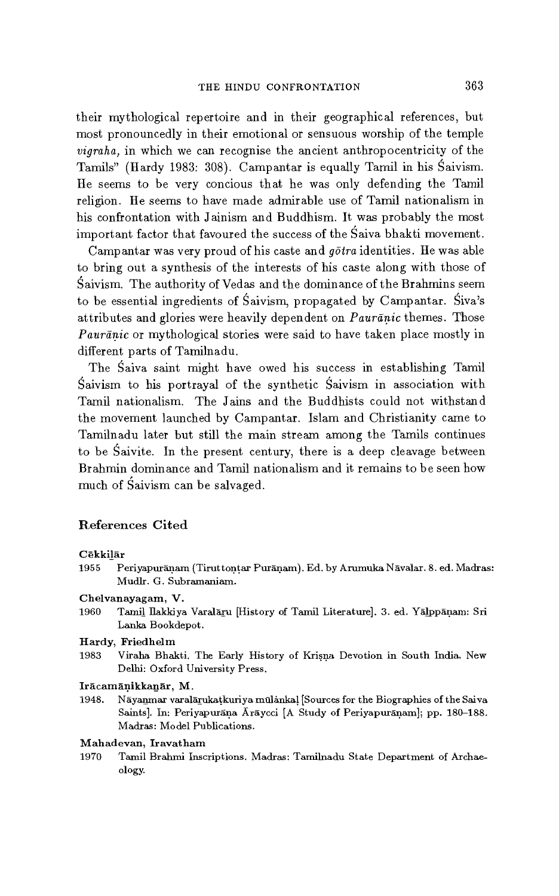their mythological repertoire and in their geographical references, but most pronouncedly in their emotional or sensuous worship of the temple *vigraha,* in which we can recognise the ancient anthropocentricity of the Tamils" (Hardy 1983: 308). Campantar is equally Tamil in his Śaivism. He seems to be very concious that he was only defending the Tamil religion. He seems to have made admirable use of Tamil nationalism in his confrontation with Jainism and Buddhism. It was probably the most important factor that favoured the success of the Śaiva bhakti movement.

Campantar was very proud of his caste and *gōtra* identities. He was able to bring out a synthesis of the interests of his caste along with those of Śaivism. The authority of Vedas and the dominance of the Brahmins seem to be essential ingredients of Śaivism, propagated by Campantar. Śiva's attributes and glories were heavily dependent on *Paurāṇic* themes. Those *Paurāṇic* or mythological stories were said to have taken place mostly in different parts of Tamilnadu.

The Śaiva saint might have owed his success in establishing Tamil Śaivism to his portrayal of the synthetic Śaivism in association with Tamil nationalism. The Jains and the Buddhists could not withstand the movement launched by Campantar. Islam and Christianity came to Tamilnadu later but still the main stream among the Tamils continues to be Śaivite. In the present century, there is a deep cleavage between Brahmin dominance and Tamil nationalism and it remains to be seen how much of Śaivism can be salvaged.

## References Cited

**Cēkkiḻār**

1955 Periyapurāṇam (Tiruttoṇṭar Purāṇam). Ed. by Arumuka Nāvalar. 8. ed. Madras: Mudlr. G. Subramaniam.

**Chelvanayagam, V.**

1960 Tamiḻ Ilakkiya Varalāṟu [History of Tamil Literature]. 3. ed. Yāḻppāṇam: Sri Lanka Bookdepot.

**Hardy, Friedhelm**

1983 Viraha Bhakti. The Early History of Kriṣṇa Devotion in South India. New Delhi: Oxford University Press.

**Irācamāṇikkaṉār, M.**

1948. Nāyaṉmar varalāṟukaṭkuriya mūlàṅkaḷ [Sources for the Biographies of the Saiva Saints]. In: Periyapurāṇa Ārāycci [A Study of Periyapurāṇam]; pp. 180–188. Madras: Model Publications.

**Mahadevan, Iravatham**

1970 Tamil Brahmi Inscriptions. Madras: Tamilnadu State Department of Archaeology.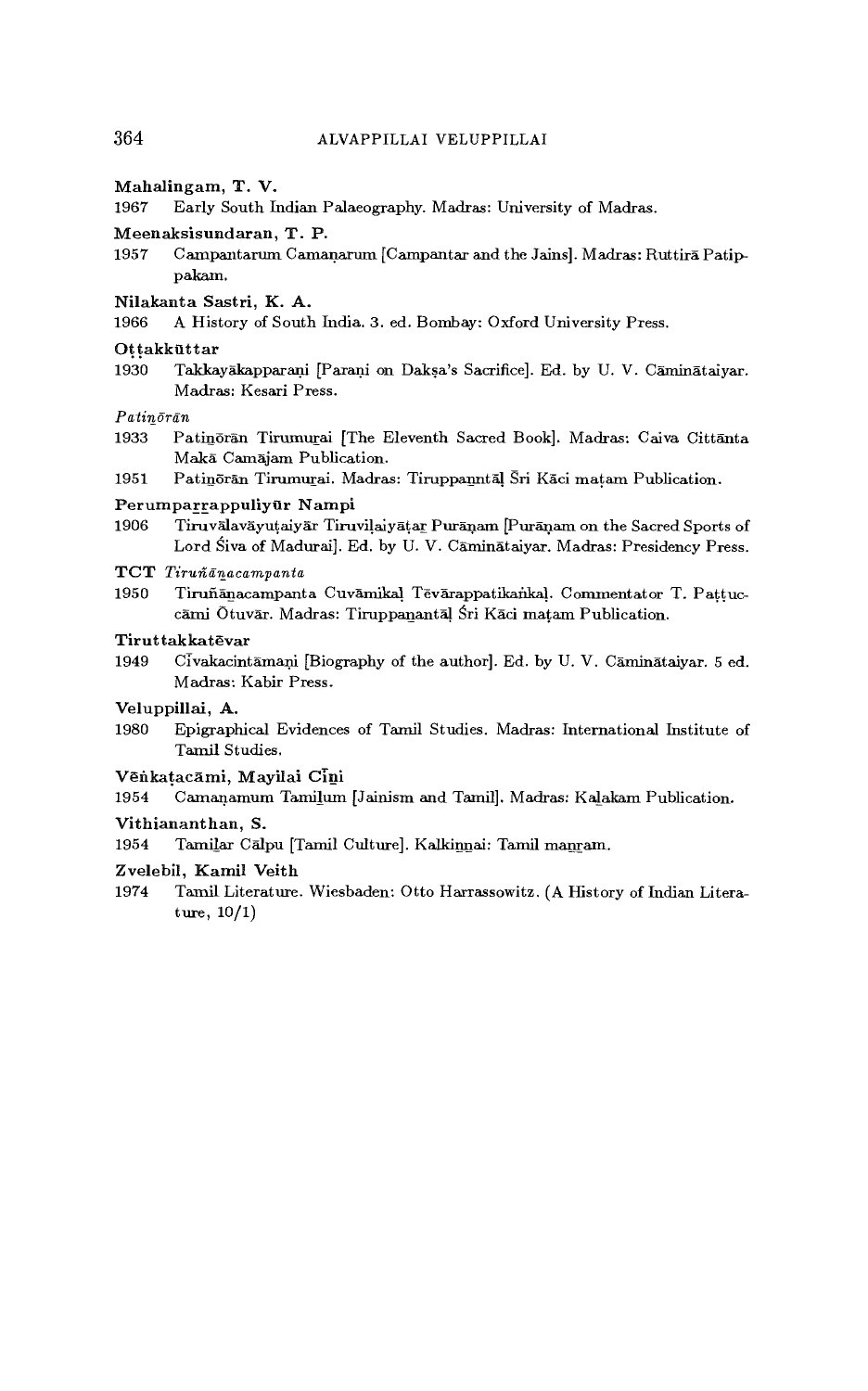**Mahalingam, T. V.**

1967 Early South Indian Palaeography. Madras: University of Madras.

**Meenaksisundaran, T. P.**

1957 Campantarum Camaṇarum [Campantar and the Jains]. Madras: Ruttirā Patippakam.

**Nilakanta Sastri, K. A.**

1966 A History of South India. 3. ed. Bombay: Oxford University Press.

**Oṭṭakkūttar**

1930 Takkayākapparaṇi [Paraṇi on Dakṣa's Sacrifice]. Ed. by U. V. Cāminātaiyar. Madras: Kesari Press.

*Paṭiṉōrāṉ*

1933 Paṭiṉōrāṉ Tirumuṟai [The Eleventh Sacred Book]. Madras: Caiva Cittānta Makā Camājam Publication.

1951 Paṭiṉōrāṉ Tirumuṟai. Madras: Tiruppaṉntāḷ Šri Kāci maṭam Publication.

**Perumpaṟṟappuliyūr Nampi**

1906 Tiruvālavāyuṭaiyār Tiruviḷaiyāṭaṟ Purāṇam [Purāṇam on the Sacred Sports of Lord Śiva of Madurai]. Ed. by U. V. Cāminātaiyar. Madras: Presidency Press.

**TCT** *Tiruñāṉacampanta*

1950 Tiruñāṉacampanta Cuvāmikaḷ Tēvārappatikaṅkaḷ. Commentator T. Paṭṭuccāmi Ōtuvār. Madras: Tiruppaṉantāḷ Śri Kāci maṭam Publication.

**Tiruttakkatēvar**

1949 Cīvakacintāmaṇi [Biography of the author]. Ed. by U. V. Cāminātaiyar. 5 ed. Madras: Kabir Press.

**Veluppillai, A.**

1980 Epigraphical Evidences of Tamil Studies. Madras: International Institute of Tamil Studies.

**Vēṅkaṭacāmi, Mayilai Cīṉi**

1954 Camaṇamum Tamiḻum [Jainism and Tamil]. Madras: Kaḻakam Publication.

**Vithiananthan, S.**

1954 Tamiḻar Cālpu [Tamil Culture]. Kalkiṉṉai: Tamil maṉṟam.

**Zvelebil, Kamil Veith**

1974 Tamil Literature. Wiesbaden: Otto Harrassowitz. (A History of Indian Literature, 10/1)